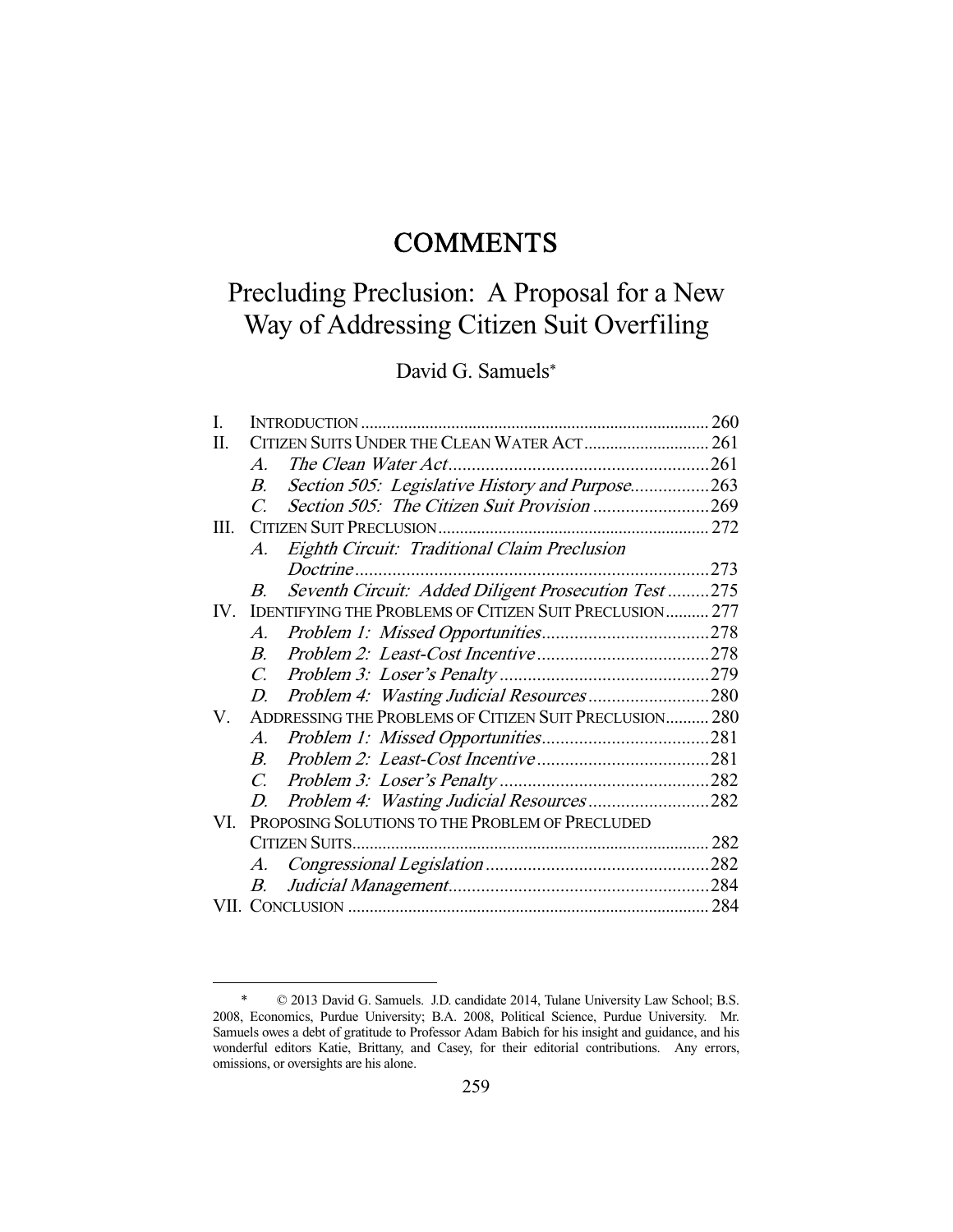# COMMENTS

## Precluding Preclusion: A Proposal for a New Way of Addressing Citizen Suit Overfiling

David G. Samuels*

| | | |
|---|---|---|
| I. | INTRODUCTION | 260 |
| II. | CITIZEN SUITS UNDER THE CLEAN WATER ACT | 261 |
| | *A. The Clean Water Act* | 261 |
| | *B. Section 505: Legislative History and Purpose* | 263 |
| | *C. Section 505: The Citizen Suit Provision* | 269 |
| III. | CITIZEN SUIT PRECLUSION | 272 |
| | *A. Eighth Circuit: Traditional Claim Preclusion Doctrine* | 273 |
| | *B. Seventh Circuit: Added Diligent Prosecution Test* | 275 |
| IV. | IDENTIFYING THE PROBLEMS OF CITIZEN SUIT PRECLUSION | 277 |
| | *A. Problem 1: Missed Opportunities* | 278 |
| | *B. Problem 2: Least-Cost Incentive* | 278 |
| | *C. Problem 3: Loser's Penalty* | 279 |
| | *D. Problem 4: Wasting Judicial Resources* | 280 |
| V. | ADDRESSING THE PROBLEMS OF CITIZEN SUIT PRECLUSION | 280 |
| | *A. Problem 1: Missed Opportunities* | 281 |
| | *B. Problem 2: Least-Cost Incentive* | 281 |
| | *C. Problem 3: Loser's Penalty* | 282 |
| | *D. Problem 4: Wasting Judicial Resources* | 282 |
| VI. | PROPOSING SOLUTIONS TO THE PROBLEM OF PRECLUDED CITIZEN SUITS | 282 |
| | *A. Congressional Legislation* | 282 |
| | *B. Judicial Management* | 284 |
| VII. | CONCLUSION | 284 |

\* © 2013 David G. Samuels. J.D. candidate 2014, Tulane University Law School; B.S. 2008, Economics, Purdue University; B.A. 2008, Political Science, Purdue University. Mr. Samuels owes a debt of gratitude to Professor Adam Babich for his insight and guidance, and his wonderful editors Katie, Brittany, and Casey, for their editorial contributions. Any errors, omissions, or oversights are his alone.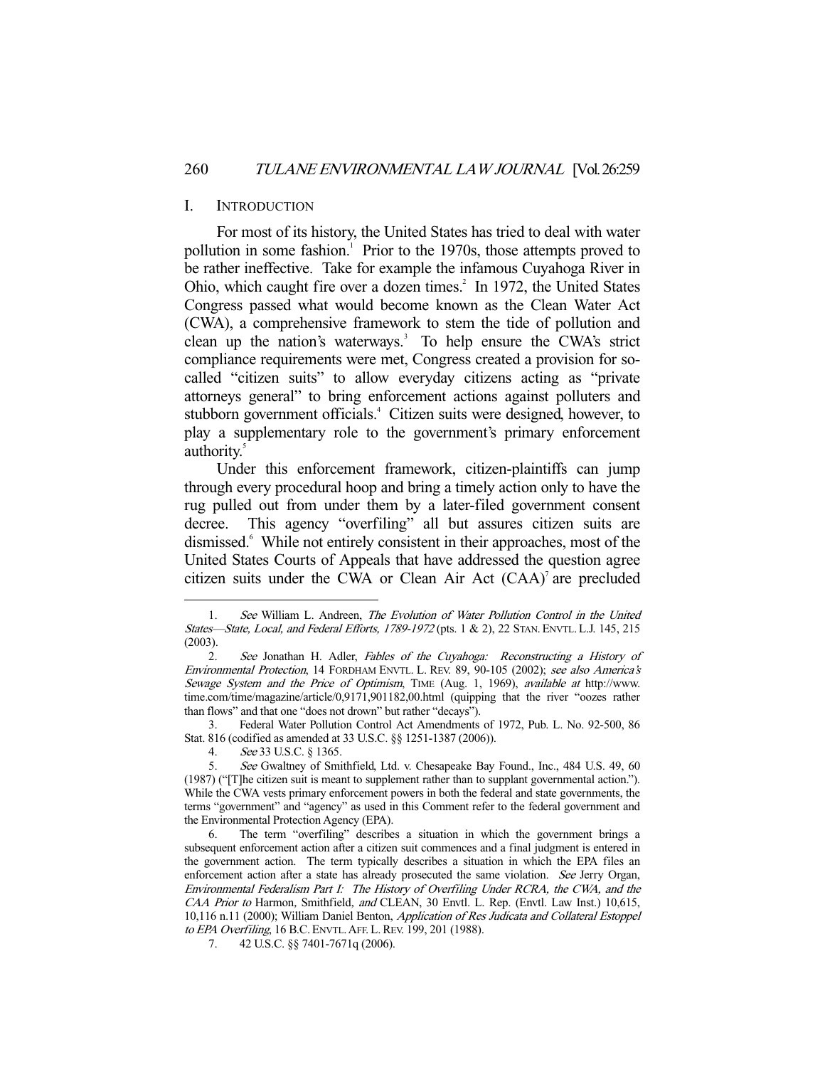## I. INTRODUCTION

For most of its history, the United States has tried to deal with water pollution in some fashion.[1] Prior to the 1970s, those attempts proved to be rather ineffective. Take for example the infamous Cuyahoga River in Ohio, which caught fire over a dozen times.[2] In 1972, the United States Congress passed what would become known as the Clean Water Act (CWA), a comprehensive framework to stem the tide of pollution and clean up the nation's waterways.[3] To help ensure the CWA's strict compliance requirements were met, Congress created a provision for so-called "citizen suits" to allow everyday citizens acting as "private attorneys general" to bring enforcement actions against polluters and stubborn government officials.[4] Citizen suits were designed, however, to play a supplementary role to the government's primary enforcement authority.[5]

Under this enforcement framework, citizen-plaintiffs can jump through every procedural hoop and bring a timely action only to have the rug pulled out from under them by a later-filed government consent decree. This agency "overfiling" all but assures citizen suits are dismissed.[6] While not entirely consistent in their approaches, most of the United States Courts of Appeals that have addressed the question agree citizen suits under the CWA or Clean Air Act (CAA)[7] are precluded

---

1. *See* William L. Andreen, *The Evolution of Water Pollution Control in the United States—State, Local, and Federal Efforts, 1789-1972* (pts. 1 & 2), 22 STAN. ENVTL. L.J. 145, 215 (2003).

2. *See* Jonathan H. Adler, *Fables of the Cuyahoga: Reconstructing a History of Environmental Protection*, 14 FORDHAM ENVTL. L. REV. 89, 90-105 (2002); *see also America's Sewage System and the Price of Optimism*, TIME (Aug. 1, 1969), *available at* http://www.time.com/time/magazine/article/0,9171,901182,00.html (quipping that the river "oozes rather than flows" and that one "does not drown" but rather "decays").

3. Federal Water Pollution Control Act Amendments of 1972, Pub. L. No. 92-500, 86 Stat. 816 (codified as amended at 33 U.S.C. §§ 1251-1387 (2006)).

4. *See* 33 U.S.C. § 1365.

5. *See* Gwaltney of Smithfield, Ltd. v. Chesapeake Bay Found., Inc., 484 U.S. 49, 60 (1987) ("[T]he citizen suit is meant to supplement rather than to supplant governmental action."). While the CWA vests primary enforcement powers in both the federal and state governments, the terms "government" and "agency" as used in this Comment refer to the federal government and the Environmental Protection Agency (EPA).

6. The term "overfiling" describes a situation in which the government brings a subsequent enforcement action after a citizen suit commences and a final judgment is entered in the government action. The term typically describes a situation in which the EPA files an enforcement action after a state has already prosecuted the same violation. *See* Jerry Organ, *Environmental Federalism Part I: The History of Overfiling Under RCRA, the CWA, and the CAA Prior to* Harmon, Smithfield, *and* CLEAN, 30 Envtl. L. Rep. (Envtl. Law Inst.) 10,615, 10,116 n.11 (2000); William Daniel Benton, *Application of Res Judicata and Collateral Estoppel to EPA Overfiling*, 16 B.C. ENVTL. AFF. L. REV. 199, 201 (1988).

7. 42 U.S.C. §§ 7401-7671q (2006).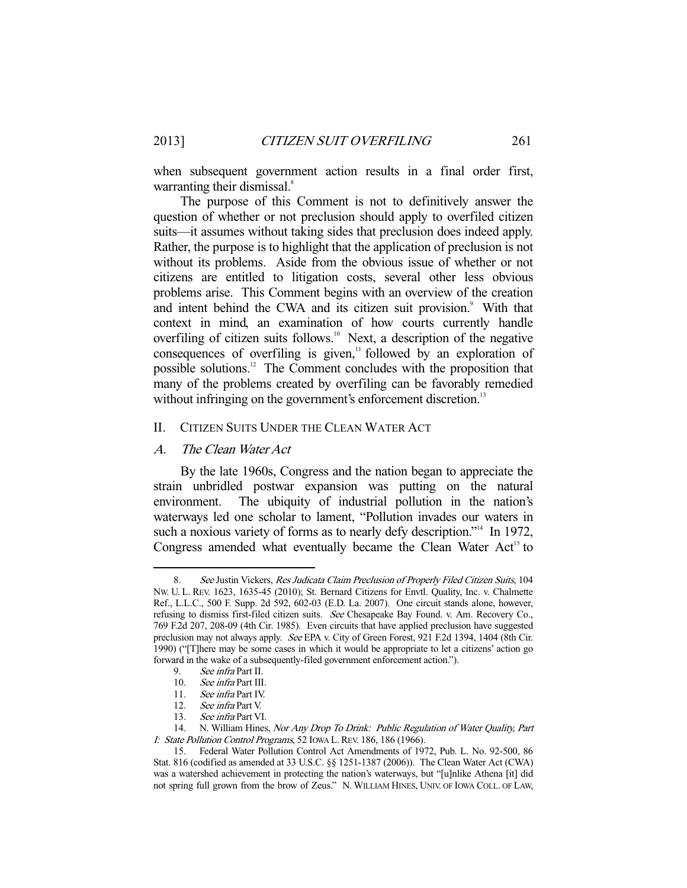when subsequent government action results in a final order first, warranting their dismissal.[8]

The purpose of this Comment is not to definitively answer the question of whether or not preclusion should apply to overfiled citizen suits—it assumes without taking sides that preclusion does indeed apply. Rather, the purpose is to highlight that the application of preclusion is not without its problems. Aside from the obvious issue of whether or not citizens are entitled to litigation costs, several other less obvious problems arise. This Comment begins with an overview of the creation and intent behind the CWA and its citizen suit provision.[9] With that context in mind, an examination of how courts currently handle overfiling of citizen suits follows.[10] Next, a description of the negative consequences of overfiling is given,[11] followed by an exploration of possible solutions.[12] The Comment concludes with the proposition that many of the problems created by overfiling can be favorably remedied without infringing on the government's enforcement discretion.[13]

## II. CITIZEN SUITS UNDER THE CLEAN WATER ACT

### A. *The Clean Water Act*

By the late 1960s, Congress and the nation began to appreciate the strain unbridled postwar expansion was putting on the natural environment. The ubiquity of industrial pollution in the nation's waterways led one scholar to lament, "Pollution invades our waters in such a noxious variety of forms as to nearly defy description."[14] In 1972, Congress amended what eventually became the Clean Water Act[15] to

---

8. *See* Justin Vickers, *Res Judicata Claim Preclusion of Properly Filed Citizen Suits*, 104 NW. U. L. REV. 1623, 1635-45 (2010); St. Bernard Citizens for Envtl. Quality, Inc. v. Chalmette Ref., L.L.C., 500 F. Supp. 2d 592, 602-03 (E.D. La. 2007). One circuit stands alone, however, refusing to dismiss first-filed citizen suits. *See* Chesapeake Bay Found. v. Am. Recovery Co., 769 F.2d 207, 208-09 (4th Cir. 1985). Even circuits that have applied preclusion have suggested preclusion may not always apply. *See* EPA v. City of Green Forest, 921 F.2d 1394, 1404 (8th Cir. 1990) ("[T]here may be some cases in which it would be appropriate to let a citizens' action go forward in the wake of a subsequently-filed government enforcement action.").

9. *See infra* Part II.

10. *See infra* Part III.

11. *See infra* Part IV.

12. *See infra* Part V.

13. *See infra* Part VI.

14. N. William Hines, *Nor Any Drop To Drink: Public Regulation of Water Quality, Part I: State Pollution Control Programs*, 52 IOWA L. REV. 186, 186 (1966).

15. Federal Water Pollution Control Act Amendments of 1972, Pub. L. No. 92-500, 86 Stat. 816 (codified as amended at 33 U.S.C. §§ 1251-1387 (2006)). The Clean Water Act (CWA) was a watershed achievement in protecting the nation's waterways, but "[u]nlike Athena [it] did not spring full grown from the brow of Zeus." N. WILLIAM HINES, UNIV. OF IOWA COLL. OF LAW,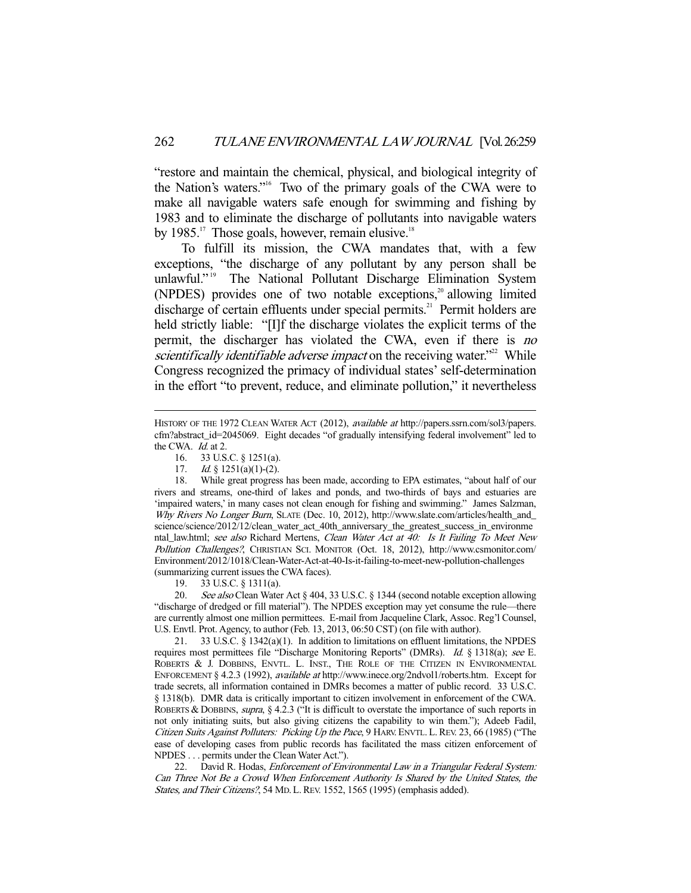"restore and maintain the chemical, physical, and biological integrity of the Nation's waters."[16] Two of the primary goals of the CWA were to make all navigable waters safe enough for swimming and fishing by 1983 and to eliminate the discharge of pollutants into navigable waters by 1985.[17] Those goals, however, remain elusive.[18]

To fulfill its mission, the CWA mandates that, with a few exceptions, "the discharge of any pollutant by any person shall be unlawful."[19] The National Pollutant Discharge Elimination System (NPDES) provides one of two notable exceptions,[20] allowing limited discharge of certain effluents under special permits.[21] Permit holders are held strictly liable: "[I]f the discharge violates the explicit terms of the permit, the discharger has violated the CWA, even if there is *no scientifically identifiable adverse impact* on the receiving water."[22] While Congress recognized the primacy of individual states' self-determination in the effort "to prevent, reduce, and eliminate pollution," it nevertheless

---

HISTORY OF THE 1972 CLEAN WATER ACT (2012), *available at* http://papers.ssrn.com/sol3/papers.cfm?abstract_id=2045069. Eight decades "of gradually intensifying federal involvement" led to the CWA. *Id.* at 2.

16. 33 U.S.C. § 1251(a).

17. *Id.* § 1251(a)(1)-(2).

18. While great progress has been made, according to EPA estimates, "about half of our rivers and streams, one-third of lakes and ponds, and two-thirds of bays and estuaries are 'impaired waters,' in many cases not clean enough for fishing and swimming." James Salzman, *Why Rivers No Longer Burn*, SLATE (Dec. 10, 2012), http://www.slate.com/articles/health_and_science/science/2012/12/clean_water_act_40th_anniversary_the_greatest_success_in_environmental_law.html; *see also* Richard Mertens, *Clean Water Act at 40: Is It Failing To Meet New Pollution Challenges?*, CHRISTIAN SCI. MONITOR (Oct. 18, 2012), http://www.csmonitor.com/Environment/2012/1018/Clean-Water-Act-at-40-Is-it-failing-to-meet-new-pollution-challenges (summarizing current issues the CWA faces).

19. 33 U.S.C. § 1311(a).

20. *See also* Clean Water Act § 404, 33 U.S.C. § 1344 (second notable exception allowing "discharge of dredged or fill material"). The NPDES exception may yet consume the rule—there are currently almost one million permittees. E-mail from Jacqueline Clark, Assoc. Reg'l Counsel, U.S. Envtl. Prot. Agency, to author (Feb. 13, 2013, 06:50 CST) (on file with author).

21. 33 U.S.C. § 1342(a)(1). In addition to limitations on effluent limitations, the NPDES requires most permittees file "Discharge Monitoring Reports" (DMRs). *Id.* § 1318(a); *see* E. ROBERTS & J. DOBBINS, ENVTL. L. INST., THE ROLE OF THE CITIZEN IN ENVIRONMENTAL ENFORCEMENT § 4.2.3 (1992), *available at* http://www.inece.org/2ndvol1/roberts.htm. Except for trade secrets, all information contained in DMRs becomes a matter of public record. 33 U.S.C. § 1318(b). DMR data is critically important to citizen involvement in enforcement of the CWA. ROBERTS & DOBBINS, *supra*, § 4.2.3 ("It is difficult to overstate the importance of such reports in not only initiating suits, but also giving citizens the capability to win them."); Adeeb Fadil, *Citizen Suits Against Polluters: Picking Up the Pace*, 9 HARV. ENVTL. L. REV. 23, 66 (1985) ("The ease of developing cases from public records has facilitated the mass citizen enforcement of NPDES . . . permits under the Clean Water Act.").

22. David R. Hodas, *Enforcement of Environmental Law in a Triangular Federal System: Can Three Not Be a Crowd When Enforcement Authority Is Shared by the United States, the States, and Their Citizens?*, 54 MD. L. REV. 1552, 1565 (1995) (emphasis added).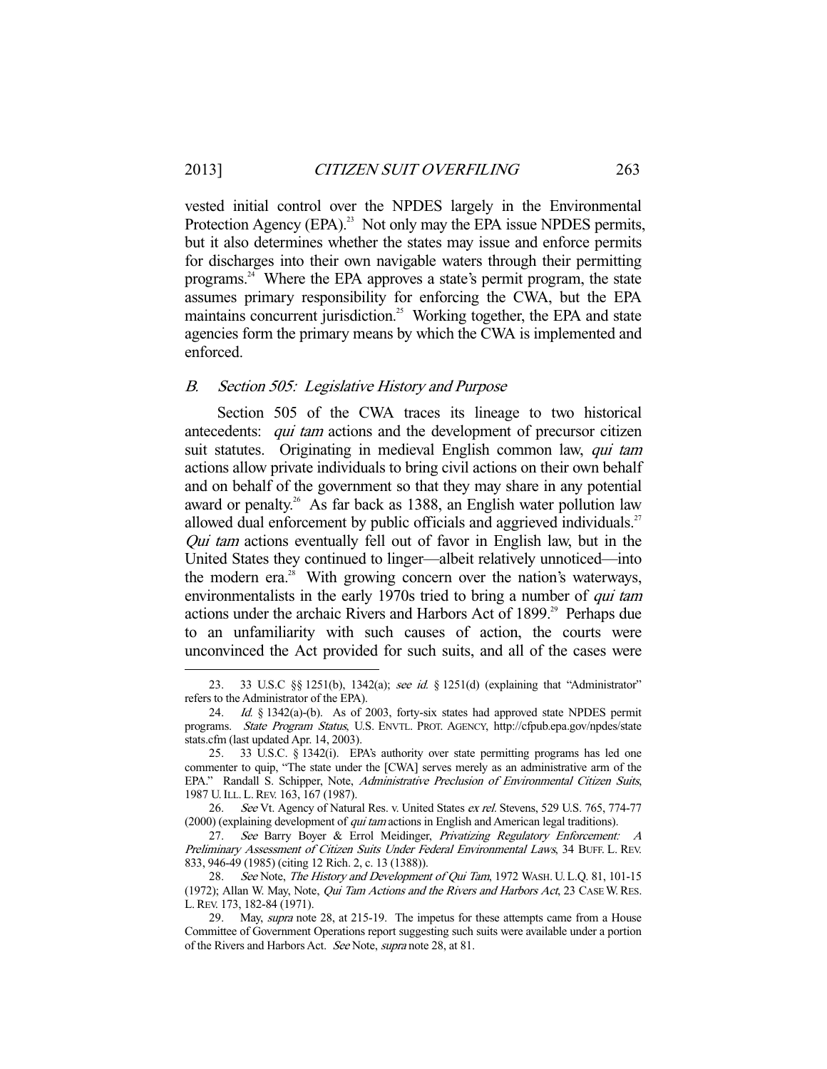vested initial control over the NPDES largely in the Environmental Protection Agency (EPA).[23] Not only may the EPA issue NPDES permits, but it also determines whether the states may issue and enforce permits for discharges into their own navigable waters through their permitting programs.[24] Where the EPA approves a state's permit program, the state assumes primary responsibility for enforcing the CWA, but the EPA maintains concurrent jurisdiction.[25] Working together, the EPA and state agencies form the primary means by which the CWA is implemented and enforced.

### *B. Section 505: Legislative History and Purpose*

Section 505 of the CWA traces its lineage to two historical antecedents: *qui tam* actions and the development of precursor citizen suit statutes. Originating in medieval English common law, *qui tam* actions allow private individuals to bring civil actions on their own behalf and on behalf of the government so that they may share in any potential award or penalty.[26] As far back as 1388, an English water pollution law allowed dual enforcement by public officials and aggrieved individuals.[27] *Qui tam* actions eventually fell out of favor in English law, but in the United States they continued to linger—albeit relatively unnoticed—into the modern era.[28] With growing concern over the nation's waterways, environmentalists in the early 1970s tried to bring a number of *qui tam* actions under the archaic Rivers and Harbors Act of 1899.[29] Perhaps due to an unfamiliarity with such causes of action, the courts were unconvinced the Act provided for such suits, and all of the cases were

---

23. 33 U.S.C §§ 1251(b), 1342(a); *see id.* § 1251(d) (explaining that "Administrator" refers to the Administrator of the EPA).

24. *Id.* § 1342(a)-(b). As of 2003, forty-six states had approved state NPDES permit programs. *State Program Status*, U.S. ENVTL. PROT. AGENCY, http://cfpub.epa.gov/npdes/statestats.cfm (last updated Apr. 14, 2003).

25. 33 U.S.C. § 1342(i). EPA's authority over state permitting programs has led one commenter to quip, "The state under the [CWA] serves merely as an administrative arm of the EPA." Randall S. Schipper, Note, *Administrative Preclusion of Environmental Citizen Suits*, 1987 U. ILL. L. REV. 163, 167 (1987).

26. *See* Vt. Agency of Natural Res. v. United States *ex rel.* Stevens, 529 U.S. 765, 774-77 (2000) (explaining development of *qui tam* actions in English and American legal traditions).

27. *See* Barry Boyer & Errol Meidinger, *Privatizing Regulatory Enforcement: A Preliminary Assessment of Citizen Suits Under Federal Environmental Laws*, 34 BUFF. L. REV. 833, 946-49 (1985) (citing 12 Rich. 2, c. 13 (1388)).

28. *See* Note, *The History and Development of Qui Tam*, 1972 WASH. U. L.Q. 81, 101-15 (1972); Allan W. May, Note, *Qui Tam Actions and the Rivers and Harbors Act*, 23 CASE W. RES. L. REV. 173, 182-84 (1971).

29. May, *supra* note 28, at 215-19. The impetus for these attempts came from a House Committee of Government Operations report suggesting such suits were available under a portion of the Rivers and Harbors Act. *See* Note, *supra* note 28, at 81.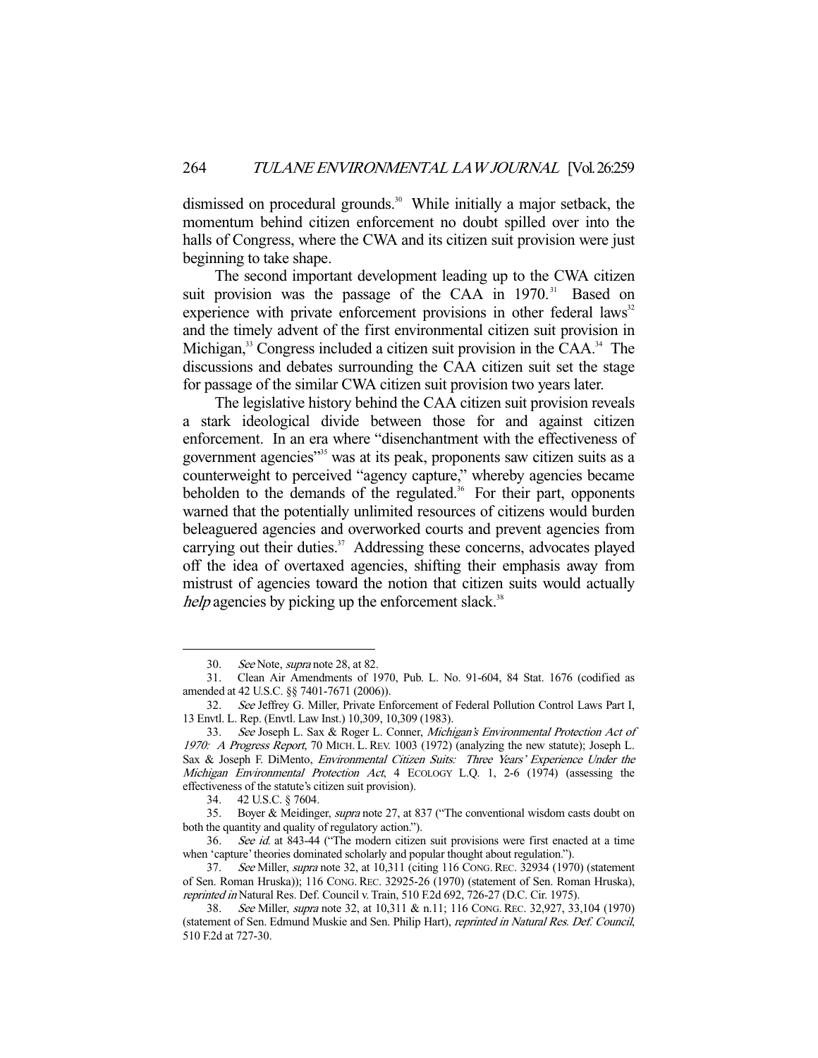dismissed on procedural grounds.[30] While initially a major setback, the momentum behind citizen enforcement no doubt spilled over into the halls of Congress, where the CWA and its citizen suit provision were just beginning to take shape.

The second important development leading up to the CWA citizen suit provision was the passage of the CAA in 1970.[31] Based on experience with private enforcement provisions in other federal laws[32] and the timely advent of the first environmental citizen suit provision in Michigan,[33] Congress included a citizen suit provision in the CAA.[34] The discussions and debates surrounding the CAA citizen suit set the stage for passage of the similar CWA citizen suit provision two years later.

The legislative history behind the CAA citizen suit provision reveals a stark ideological divide between those for and against citizen enforcement. In an era where "disenchantment with the effectiveness of government agencies"[35] was at its peak, proponents saw citizen suits as a counterweight to perceived "agency capture," whereby agencies became beholden to the demands of the regulated.[36] For their part, opponents warned that the potentially unlimited resources of citizens would burden beleaguered agencies and overworked courts and prevent agencies from carrying out their duties.[37] Addressing these concerns, advocates played off the idea of overtaxed agencies, shifting their emphasis away from mistrust of agencies toward the notion that citizen suits would actually *help* agencies by picking up the enforcement slack.[38]

---

30. *See* Note, *supra* note 28, at 82.

31. Clean Air Amendments of 1970, Pub. L. No. 91-604, 84 Stat. 1676 (codified as amended at 42 U.S.C. §§ 7401-7671 (2006)).

32. *See* Jeffrey G. Miller, Private Enforcement of Federal Pollution Control Laws Part I, 13 Envtl. L. Rep. (Envtl. Law Inst.) 10,309, 10,309 (1983).

33. *See* Joseph L. Sax & Roger L. Conner, *Michigan's Environmental Protection Act of 1970: A Progress Report*, 70 MICH. L. REV. 1003 (1972) (analyzing the new statute); Joseph L. Sax & Joseph F. DiMento, *Environmental Citizen Suits: Three Years' Experience Under the Michigan Environmental Protection Act*, 4 ECOLOGY L.Q. 1, 2-6 (1974) (assessing the effectiveness of the statute's citizen suit provision).

34. 42 U.S.C. § 7604.

35. Boyer & Meidinger, *supra* note 27, at 837 ("The conventional wisdom casts doubt on both the quantity and quality of regulatory action.").

36. *See id.* at 843-44 ("The modern citizen suit provisions were first enacted at a time when 'capture' theories dominated scholarly and popular thought about regulation.").

37. *See* Miller, *supra* note 32, at 10,311 (citing 116 CONG. REC. 32934 (1970) (statement of Sen. Roman Hruska)); 116 CONG. REC. 32925-26 (1970) (statement of Sen. Roman Hruska), *reprinted in* Natural Res. Def. Council v. Train, 510 F.2d 692, 726-27 (D.C. Cir. 1975).

38. *See* Miller, *supra* note 32, at 10,311 & n.11; 116 CONG. REC. 32,927, 33,104 (1970) (statement of Sen. Edmund Muskie and Sen. Philip Hart), *reprinted in Natural Res. Def. Council*, 510 F.2d at 727-30.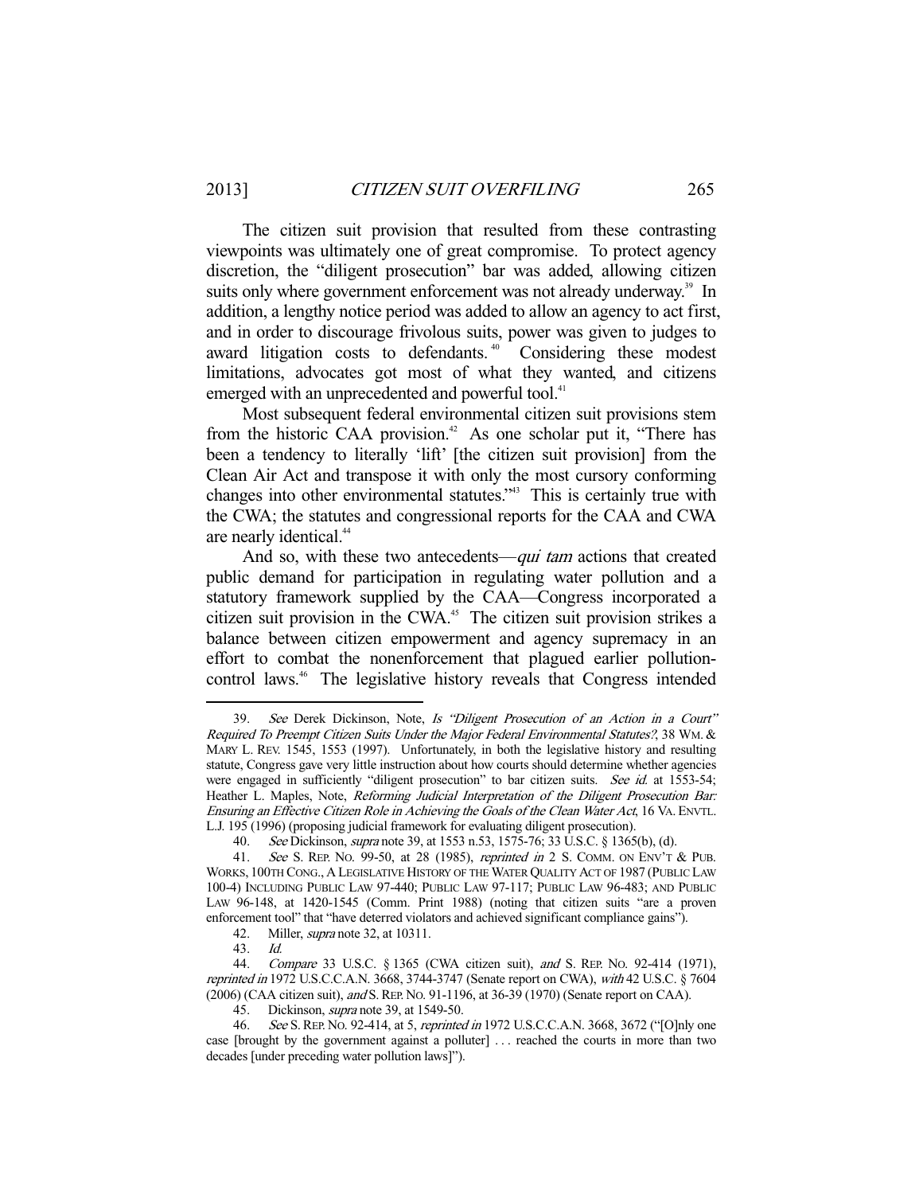The citizen suit provision that resulted from these contrasting viewpoints was ultimately one of great compromise. To protect agency discretion, the "diligent prosecution" bar was added, allowing citizen suits only where government enforcement was not already underway.[39] In addition, a lengthy notice period was added to allow an agency to act first, and in order to discourage frivolous suits, power was given to judges to award litigation costs to defendants.[40] Considering these modest limitations, advocates got most of what they wanted, and citizens emerged with an unprecedented and powerful tool.[41]

Most subsequent federal environmental citizen suit provisions stem from the historic CAA provision.[42] As one scholar put it, "There has been a tendency to literally 'lift' [the citizen suit provision] from the Clean Air Act and transpose it with only the most cursory conforming changes into other environmental statutes."[43] This is certainly true with the CWA; the statutes and congressional reports for the CAA and CWA are nearly identical.[44]

And so, with these two antecedents—*qui tam* actions that created public demand for participation in regulating water pollution and a statutory framework supplied by the CAA—Congress incorporated a citizen suit provision in the CWA.[45] The citizen suit provision strikes a balance between citizen empowerment and agency supremacy in an effort to combat the nonenforcement that plagued earlier pollution-control laws.[46] The legislative history reveals that Congress intended

---

39. *See* Derek Dickinson, Note, *Is "Diligent Prosecution of an Action in a Court" Required To Preempt Citizen Suits Under the Major Federal Environmental Statutes?*, 38 WM. & MARY L. REV. 1545, 1553 (1997). Unfortunately, in both the legislative history and resulting statute, Congress gave very little instruction about how courts should determine whether agencies were engaged in sufficiently "diligent prosecution" to bar citizen suits. *See id.* at 1553-54; Heather L. Maples, Note, *Reforming Judicial Interpretation of the Diligent Prosecution Bar: Ensuring an Effective Citizen Role in Achieving the Goals of the Clean Water Act*, 16 VA. ENVTL. L.J. 195 (1996) (proposing judicial framework for evaluating diligent prosecution).

40. *See* Dickinson, *supra* note 39, at 1553 n.53, 1575-76; 33 U.S.C. § 1365(b), (d).

41. *See* S. REP. NO. 99-50, at 28 (1985), *reprinted in* 2 S. COMM. ON ENV'T & PUB. WORKS, 100TH CONG., A LEGISLATIVE HISTORY OF THE WATER QUALITY ACT OF 1987 (PUBLIC LAW 100-4) INCLUDING PUBLIC LAW 97-440; PUBLIC LAW 97-117; PUBLIC LAW 96-483; AND PUBLIC LAW 96-148, at 1420-1545 (Comm. Print 1988) (noting that citizen suits "are a proven enforcement tool" that "have deterred violators and achieved significant compliance gains").

42. Miller, *supra* note 32, at 10311.

43. *Id.*

44. *Compare* 33 U.S.C. § 1365 (CWA citizen suit), *and* S. REP. NO. 92-414 (1971), *reprinted in* 1972 U.S.C.C.A.N. 3668, 3744-3747 (Senate report on CWA), *with* 42 U.S.C. § 7604 (2006) (CAA citizen suit), *and* S. REP. NO. 91-1196, at 36-39 (1970) (Senate report on CAA).

45. Dickinson, *supra* note 39, at 1549-50.

46. *See* S. REP. NO. 92-414, at 5, *reprinted in* 1972 U.S.C.C.A.N. 3668, 3672 ("[O]nly one case [brought by the government against a polluter] . . . reached the courts in more than two decades [under preceding water pollution laws]").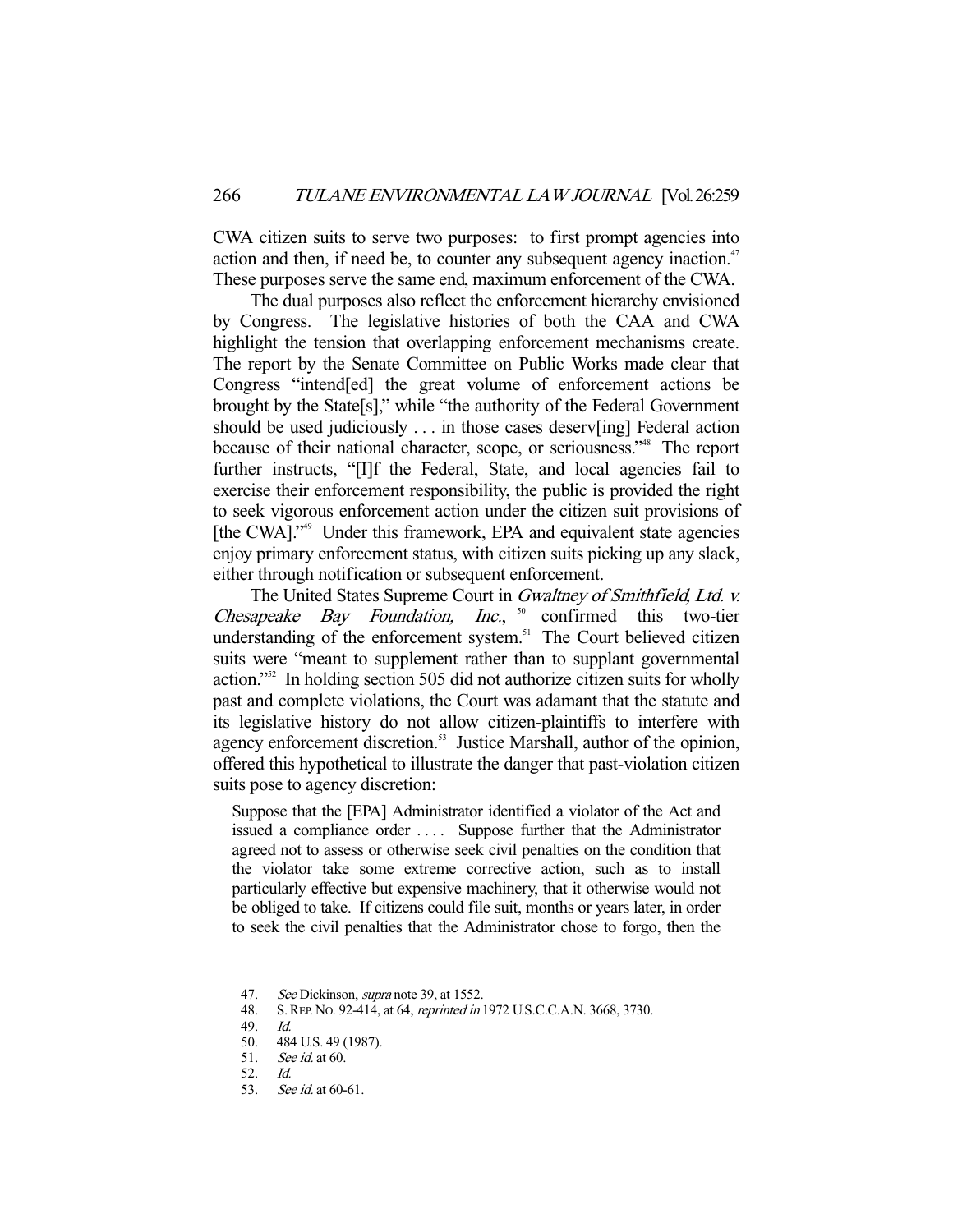CWA citizen suits to serve two purposes: to first prompt agencies into action and then, if need be, to counter any subsequent agency inaction.[47] These purposes serve the same end, maximum enforcement of the CWA.

The dual purposes also reflect the enforcement hierarchy envisioned by Congress. The legislative histories of both the CAA and CWA highlight the tension that overlapping enforcement mechanisms create. The report by the Senate Committee on Public Works made clear that Congress "intend[ed] the great volume of enforcement actions be brought by the State[s]," while "the authority of the Federal Government should be used judiciously . . . in those cases deserv[ing] Federal action because of their national character, scope, or seriousness."[48] The report further instructs, "[I]f the Federal, State, and local agencies fail to exercise their enforcement responsibility, the public is provided the right to seek vigorous enforcement action under the citizen suit provisions of [the CWA]."[49] Under this framework, EPA and equivalent state agencies enjoy primary enforcement status, with citizen suits picking up any slack, either through notification or subsequent enforcement.

The United States Supreme Court in *Gwaltney of Smithfield, Ltd. v. Chesapeake Bay Foundation, Inc.*,[50] confirmed this two-tier understanding of the enforcement system.[51] The Court believed citizen suits were "meant to supplement rather than to supplant governmental action."[52] In holding section 505 did not authorize citizen suits for wholly past and complete violations, the Court was adamant that the statute and its legislative history do not allow citizen-plaintiffs to interfere with agency enforcement discretion.[53] Justice Marshall, author of the opinion, offered this hypothetical to illustrate the danger that past-violation citizen suits pose to agency discretion:

> Suppose that the [EPA] Administrator identified a violator of the Act and issued a compliance order . . . . Suppose further that the Administrator agreed not to assess or otherwise seek civil penalties on the condition that the violator take some extreme corrective action, such as to install particularly effective but expensive machinery, that it otherwise would not be obliged to take. If citizens could file suit, months or years later, in order to seek the civil penalties that the Administrator chose to forgo, then the

---

47. *See* Dickinson, *supra* note 39, at 1552.
48. S. REP. NO. 92-414, at 64, *reprinted in* 1972 U.S.C.C.A.N. 3668, 3730.
49. *Id.*
50. 484 U.S. 49 (1987).
51. *See id.* at 60.
52. *Id.*
53. *See id.* at 60-61.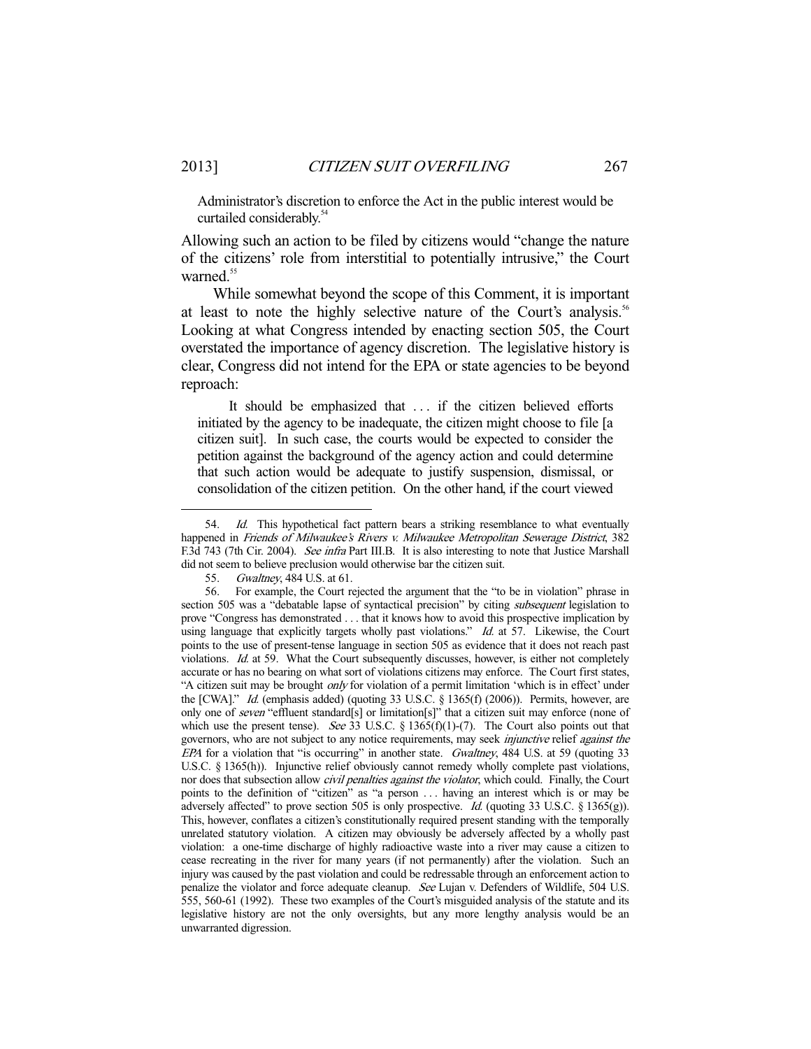Administrator's discretion to enforce the Act in the public interest would be curtailed considerably.[54]

Allowing such an action to be filed by citizens would "change the nature of the citizens' role from interstitial to potentially intrusive," the Court warned.[55]

While somewhat beyond the scope of this Comment, it is important at least to note the highly selective nature of the Court's analysis.[56] Looking at what Congress intended by enacting section 505, the Court overstated the importance of agency discretion. The legislative history is clear, Congress did not intend for the EPA or state agencies to be beyond reproach:

> It should be emphasized that . . . if the citizen believed efforts initiated by the agency to be inadequate, the citizen might choose to file [a citizen suit]. In such case, the courts would be expected to consider the petition against the background of the agency action and could determine that such action would be adequate to justify suspension, dismissal, or consolidation of the citizen petition. On the other hand, if the court viewed

---

54. *Id.* This hypothetical fact pattern bears a striking resemblance to what eventually happened in *Friends of Milwaukee's Rivers v. Milwaukee Metropolitan Sewerage District*, 382 F.3d 743 (7th Cir. 2004). *See infra* Part III.B. It is also interesting to note that Justice Marshall did not seem to believe preclusion would otherwise bar the citizen suit.

55. *Gwaltney*, 484 U.S. at 61.

56. For example, the Court rejected the argument that the "to be in violation" phrase in section 505 was a "debatable lapse of syntactical precision" by citing *subsequent* legislation to prove "Congress has demonstrated . . . that it knows how to avoid this prospective implication by using language that explicitly targets wholly past violations." *Id.* at 57. Likewise, the Court points to the use of present-tense language in section 505 as evidence that it does not reach past violations. *Id.* at 59. What the Court subsequently discusses, however, is either not completely accurate or has no bearing on what sort of violations citizens may enforce. The Court first states, "A citizen suit may be brought *only* for violation of a permit limitation 'which is in effect' under the [CWA]." *Id.* (emphasis added) (quoting 33 U.S.C. § 1365(f) (2006)). Permits, however, are only one of *seven* "effluent standard[s] or limitation[s]" that a citizen suit may enforce (none of which use the present tense). *See* 33 U.S.C. § 1365(f)(1)-(7). The Court also points out that governors, who are not subject to any notice requirements, may seek *injunctive* relief *against the EPA* for a violation that "is occurring" in another state. *Gwaltney*, 484 U.S. at 59 (quoting 33 U.S.C. § 1365(h)). Injunctive relief obviously cannot remedy wholly complete past violations, nor does that subsection allow *civil penalties against the violator*, which could. Finally, the Court points to the definition of "citizen" as "a person . . . having an interest which is or may be adversely affected" to prove section 505 is only prospective. *Id.* (quoting 33 U.S.C. § 1365(g)). This, however, conflates a citizen's constitutionally required present standing with the temporally unrelated statutory violation. A citizen may obviously be adversely affected by a wholly past violation: a one-time discharge of highly radioactive waste into a river may cause a citizen to cease recreating in the river for many years (if not permanently) after the violation. Such an injury was caused by the past violation and could be redressable through an enforcement action to penalize the violator and force adequate cleanup. *See* Lujan v. Defenders of Wildlife, 504 U.S. 555, 560-61 (1992). These two examples of the Court's misguided analysis of the statute and its legislative history are not the only oversights, but any more lengthy analysis would be an unwarranted digression.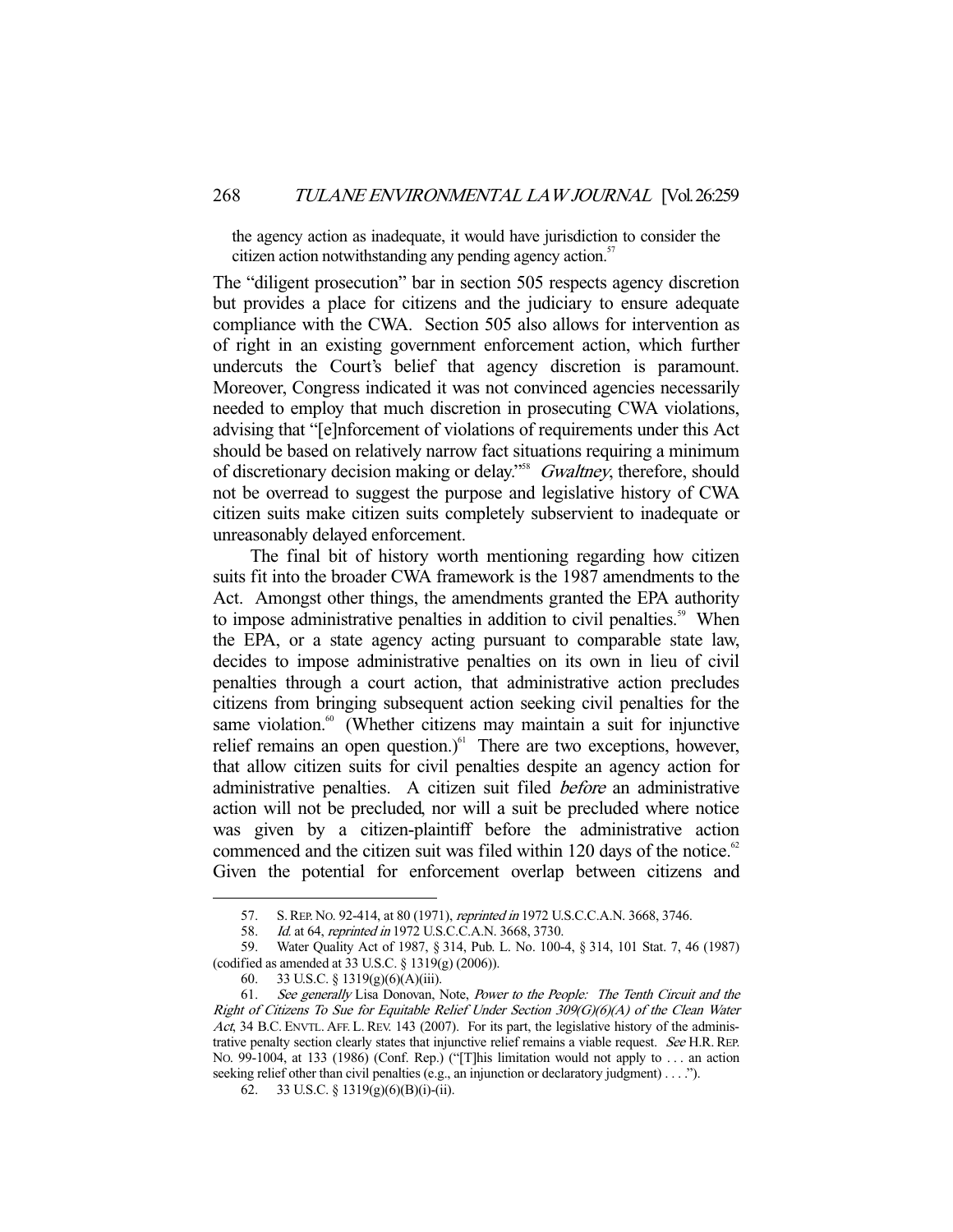the agency action as inadequate, it would have jurisdiction to consider the citizen action notwithstanding any pending agency action.[57]

The "diligent prosecution" bar in section 505 respects agency discretion but provides a place for citizens and the judiciary to ensure adequate compliance with the CWA. Section 505 also allows for intervention as of right in an existing government enforcement action, which further undercuts the Court's belief that agency discretion is paramount. Moreover, Congress indicated it was not convinced agencies necessarily needed to employ that much discretion in prosecuting CWA violations, advising that "[e]nforcement of violations of requirements under this Act should be based on relatively narrow fact situations requiring a minimum of discretionary decision making or delay."[58] *Gwaltney*, therefore, should not be overread to suggest the purpose and legislative history of CWA citizen suits make citizen suits completely subservient to inadequate or unreasonably delayed enforcement.

The final bit of history worth mentioning regarding how citizen suits fit into the broader CWA framework is the 1987 amendments to the Act. Amongst other things, the amendments granted the EPA authority to impose administrative penalties in addition to civil penalties.[59] When the EPA, or a state agency acting pursuant to comparable state law, decides to impose administrative penalties on its own in lieu of civil penalties through a court action, that administrative action precludes citizens from bringing subsequent action seeking civil penalties for the same violation.[60] (Whether citizens may maintain a suit for injunctive relief remains an open question.)[61] There are two exceptions, however, that allow citizen suits for civil penalties despite an agency action for administrative penalties. A citizen suit filed *before* an administrative action will not be precluded, nor will a suit be precluded where notice was given by a citizen-plaintiff before the administrative action commenced and the citizen suit was filed within 120 days of the notice.[62] Given the potential for enforcement overlap between citizens and

---

57. S. REP. NO. 92-414, at 80 (1971), *reprinted in* 1972 U.S.C.C.A.N. 3668, 3746.

58. *Id.* at 64, *reprinted in* 1972 U.S.C.C.A.N. 3668, 3730.

59. Water Quality Act of 1987, § 314, Pub. L. No. 100-4, § 314, 101 Stat. 7, 46 (1987) (codified as amended at 33 U.S.C. § 1319(g) (2006)).

60. 33 U.S.C. § 1319(g)(6)(A)(iii).

61. *See generally* Lisa Donovan, Note, *Power to the People: The Tenth Circuit and the Right of Citizens To Sue for Equitable Relief Under Section 309(G)(6)(A) of the Clean Water Act*, 34 B.C. ENVTL. AFF. L. REV. 143 (2007). For its part, the legislative history of the administrative penalty section clearly states that injunctive relief remains a viable request. *See* H.R. REP. NO. 99-1004, at 133 (1986) (Conf. Rep.) ("[T]his limitation would not apply to . . . an action seeking relief other than civil penalties (e.g., an injunction or declaratory judgment) . . . .").

62. 33 U.S.C. § 1319(g)(6)(B)(i)-(ii).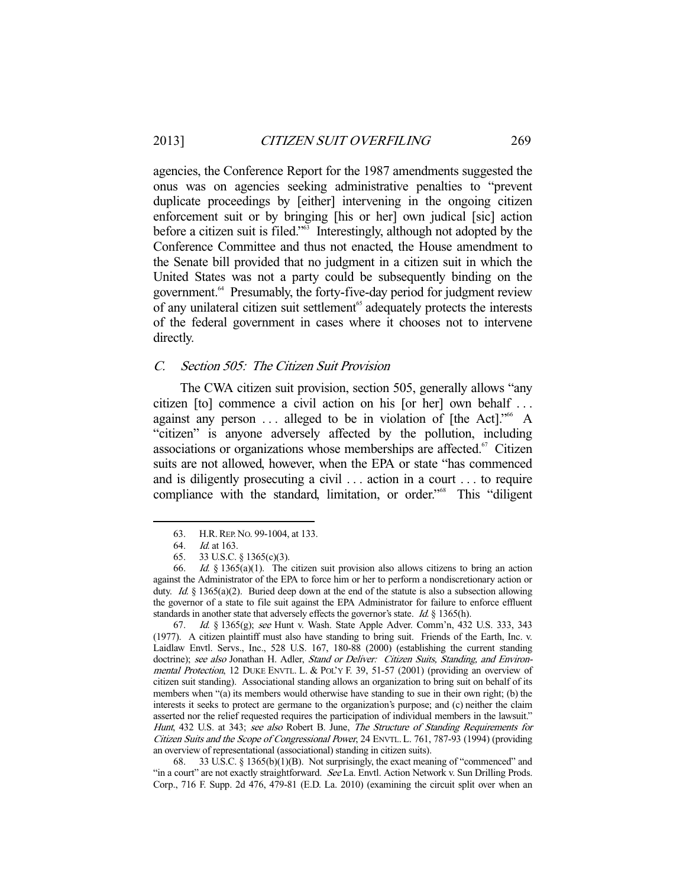agencies, the Conference Report for the 1987 amendments suggested the onus was on agencies seeking administrative penalties to "prevent duplicate proceedings by [either] intervening in the ongoing citizen enforcement suit or by bringing [his or her] own judical [sic] action before a citizen suit is filed."[63] Interestingly, although not adopted by the Conference Committee and thus not enacted, the House amendment to the Senate bill provided that no judgment in a citizen suit in which the United States was not a party could be subsequently binding on the government.[64] Presumably, the forty-five-day period for judgment review of any unilateral citizen suit settlement[65] adequately protects the interests of the federal government in cases where it chooses not to intervene directly.

### *C. Section 505: The Citizen Suit Provision*

The CWA citizen suit provision, section 505, generally allows "any citizen [to] commence a civil action on his [or her] own behalf . . . against any person . . . alleged to be in violation of [the Act]."[66] A "citizen" is anyone adversely affected by the pollution, including associations or organizations whose memberships are affected.[67] Citizen suits are not allowed, however, when the EPA or state "has commenced and is diligently prosecuting a civil . . . action in a court . . . to require compliance with the standard, limitation, or order."[68] This "diligent

---

63. H.R. REP. NO. 99-1004, at 133.

64. *Id.* at 163.

65. 33 U.S.C. § 1365(c)(3).

66. *Id.* § 1365(a)(1). The citizen suit provision also allows citizens to bring an action against the Administrator of the EPA to force him or her to perform a nondiscretionary action or duty. *Id.* § 1365(a)(2). Buried deep down at the end of the statute is also a subsection allowing the governor of a state to file suit against the EPA Administrator for failure to enforce effluent standards in another state that adversely effects the governor's state. *Id.* § 1365(h).

67. *Id.* § 1365(g); *see* Hunt v. Wash. State Apple Adver. Comm'n, 432 U.S. 333, 343 (1977). A citizen plaintiff must also have standing to bring suit. Friends of the Earth, Inc. v. Laidlaw Envtl. Servs., Inc., 528 U.S. 167, 180-88 (2000) (establishing the current standing doctrine); *see also* Jonathan H. Adler, *Stand or Deliver: Citizen Suits, Standing, and Environmental Protection*, 12 DUKE ENVTL. L. & POL'Y F. 39, 51-57 (2001) (providing an overview of citizen suit standing). Associational standing allows an organization to bring suit on behalf of its members when "(a) its members would otherwise have standing to sue in their own right; (b) the interests it seeks to protect are germane to the organization's purpose; and (c) neither the claim asserted nor the relief requested requires the participation of individual members in the lawsuit." *Hunt*, 432 U.S. at 343; *see also* Robert B. June, *The Structure of Standing Requirements for Citizen Suits and the Scope of Congressional Power*, 24 ENVTL. L. 761, 787-93 (1994) (providing an overview of representational (associational) standing in citizen suits).

68. 33 U.S.C. § 1365(b)(1)(B). Not surprisingly, the exact meaning of "commenced" and "in a court" are not exactly straightforward. *See* La. Envtl. Action Network v. Sun Drilling Prods. Corp., 716 F. Supp. 2d 476, 479-81 (E.D. La. 2010) (examining the circuit split over when an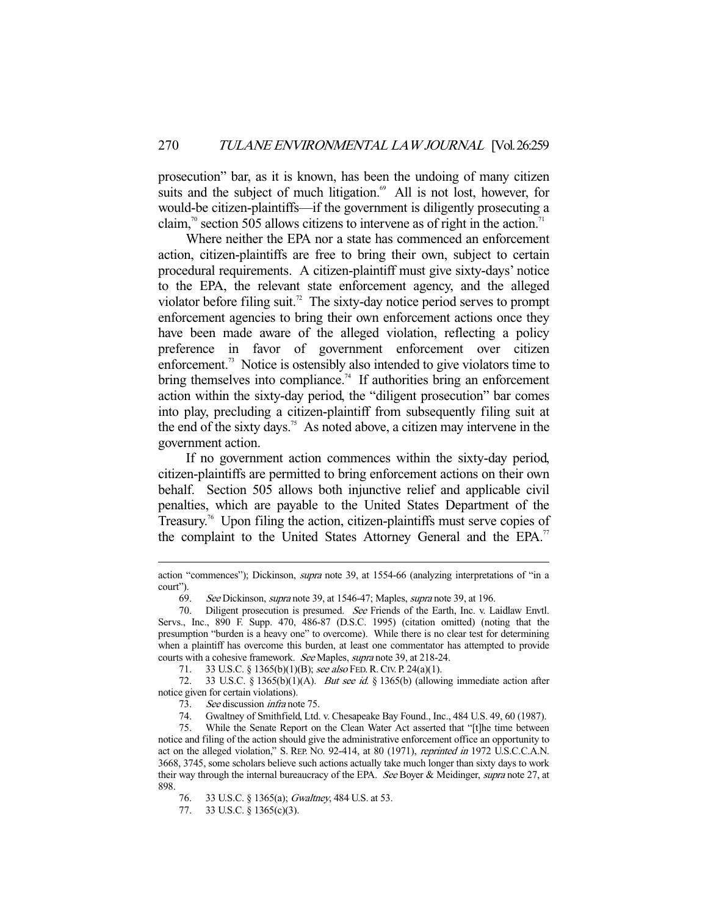prosecution" bar, as it is known, has been the undoing of many citizen suits and the subject of much litigation.[69] All is not lost, however, for would-be citizen-plaintiffs—if the government is diligently prosecuting a claim,[70] section 505 allows citizens to intervene as of right in the action.[71]

Where neither the EPA nor a state has commenced an enforcement action, citizen-plaintiffs are free to bring their own, subject to certain procedural requirements. A citizen-plaintiff must give sixty-days' notice to the EPA, the relevant state enforcement agency, and the alleged violator before filing suit.[72] The sixty-day notice period serves to prompt enforcement agencies to bring their own enforcement actions once they have been made aware of the alleged violation, reflecting a policy preference in favor of government enforcement over citizen enforcement.[73] Notice is ostensibly also intended to give violators time to bring themselves into compliance.[74] If authorities bring an enforcement action within the sixty-day period, the "diligent prosecution" bar comes into play, precluding a citizen-plaintiff from subsequently filing suit at the end of the sixty days.[75] As noted above, a citizen may intervene in the government action.

If no government action commences within the sixty-day period, citizen-plaintiffs are permitted to bring enforcement actions on their own behalf. Section 505 allows both injunctive relief and applicable civil penalties, which are payable to the United States Department of the Treasury.[76] Upon filing the action, citizen-plaintiffs must serve copies of the complaint to the United States Attorney General and the EPA.[77]

---

action "commences"); Dickinson, *supra* note 39, at 1554-66 (analyzing interpretations of "in a court").

69. *See* Dickinson, *supra* note 39, at 1546-47; Maples, *supra* note 39, at 196.

70. Diligent prosecution is presumed. *See* Friends of the Earth, Inc. v. Laidlaw Envtl. Servs., Inc., 890 F. Supp. 470, 486-87 (D.S.C. 1995) (citation omitted) (noting that the presumption "burden is a heavy one" to overcome). While there is no clear test for determining when a plaintiff has overcome this burden, at least one commentator has attempted to provide courts with a cohesive framework. *See* Maples, *supra* note 39, at 218-24.

71. 33 U.S.C. § 1365(b)(1)(B); *see also* FED. R. CIV. P. 24(a)(1).

72. 33 U.S.C. § 1365(b)(1)(A). *But see id.* § 1365(b) (allowing immediate action after notice given for certain violations).

73. *See* discussion *infra* note 75.

74. Gwaltney of Smithfield, Ltd. v. Chesapeake Bay Found., Inc., 484 U.S. 49, 60 (1987).

75. While the Senate Report on the Clean Water Act asserted that "[t]he time between notice and filing of the action should give the administrative enforcement office an opportunity to act on the alleged violation," S. REP. NO. 92-414, at 80 (1971), *reprinted in* 1972 U.S.C.C.A.N. 3668, 3745, some scholars believe such actions actually take much longer than sixty days to work their way through the internal bureaucracy of the EPA. *See* Boyer & Meidinger, *supra* note 27, at 898.

76. 33 U.S.C. § 1365(a); *Gwaltney*, 484 U.S. at 53.

77. 33 U.S.C. § 1365(c)(3).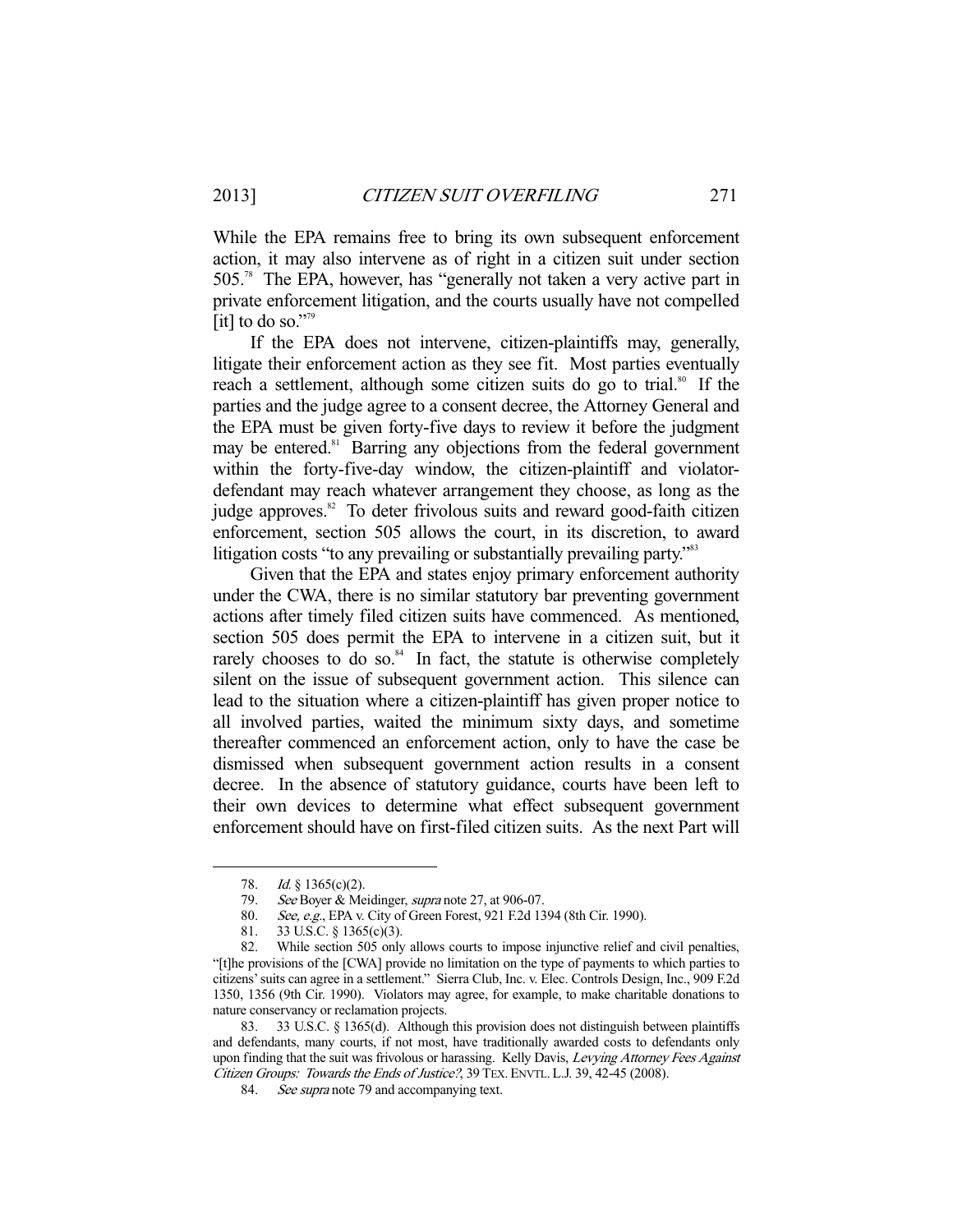While the EPA remains free to bring its own subsequent enforcement action, it may also intervene as of right in a citizen suit under section 505.[78] The EPA, however, has "generally not taken a very active part in private enforcement litigation, and the courts usually have not compelled [it] to do so."[79]

If the EPA does not intervene, citizen-plaintiffs may, generally, litigate their enforcement action as they see fit. Most parties eventually reach a settlement, although some citizen suits do go to trial.[80] If the parties and the judge agree to a consent decree, the Attorney General and the EPA must be given forty-five days to review it before the judgment may be entered.[81] Barring any objections from the federal government within the forty-five-day window, the citizen-plaintiff and violator-defendant may reach whatever arrangement they choose, as long as the judge approves.[82] To deter frivolous suits and reward good-faith citizen enforcement, section 505 allows the court, in its discretion, to award litigation costs "to any prevailing or substantially prevailing party."[83]

Given that the EPA and states enjoy primary enforcement authority under the CWA, there is no similar statutory bar preventing government actions after timely filed citizen suits have commenced. As mentioned, section 505 does permit the EPA to intervene in a citizen suit, but it rarely chooses to do so.[84] In fact, the statute is otherwise completely silent on the issue of subsequent government action. This silence can lead to the situation where a citizen-plaintiff has given proper notice to all involved parties, waited the minimum sixty days, and sometime thereafter commenced an enforcement action, only to have the case be dismissed when subsequent government action results in a consent decree. In the absence of statutory guidance, courts have been left to their own devices to determine what effect subsequent government enforcement should have on first-filed citizen suits. As the next Part will

---

78. *Id.* § 1365(c)(2).

79. *See* Boyer & Meidinger, *supra* note 27, at 906-07.

80. *See, e.g.*, EPA v. City of Green Forest, 921 F.2d 1394 (8th Cir. 1990).

81. 33 U.S.C. § 1365(c)(3).

82. While section 505 only allows courts to impose injunctive relief and civil penalties, "[t]he provisions of the [CWA] provide no limitation on the type of payments to which parties to citizens' suits can agree in a settlement." Sierra Club, Inc. v. Elec. Controls Design, Inc., 909 F.2d 1350, 1356 (9th Cir. 1990). Violators may agree, for example, to make charitable donations to nature conservancy or reclamation projects.

83. 33 U.S.C. § 1365(d). Although this provision does not distinguish between plaintiffs and defendants, many courts, if not most, have traditionally awarded costs to defendants only upon finding that the suit was frivolous or harassing. Kelly Davis, *Levying Attorney Fees Against Citizen Groups: Towards the Ends of Justice?*, 39 TEX. ENVTL. L.J. 39, 42-45 (2008).

84. *See supra* note 79 and accompanying text.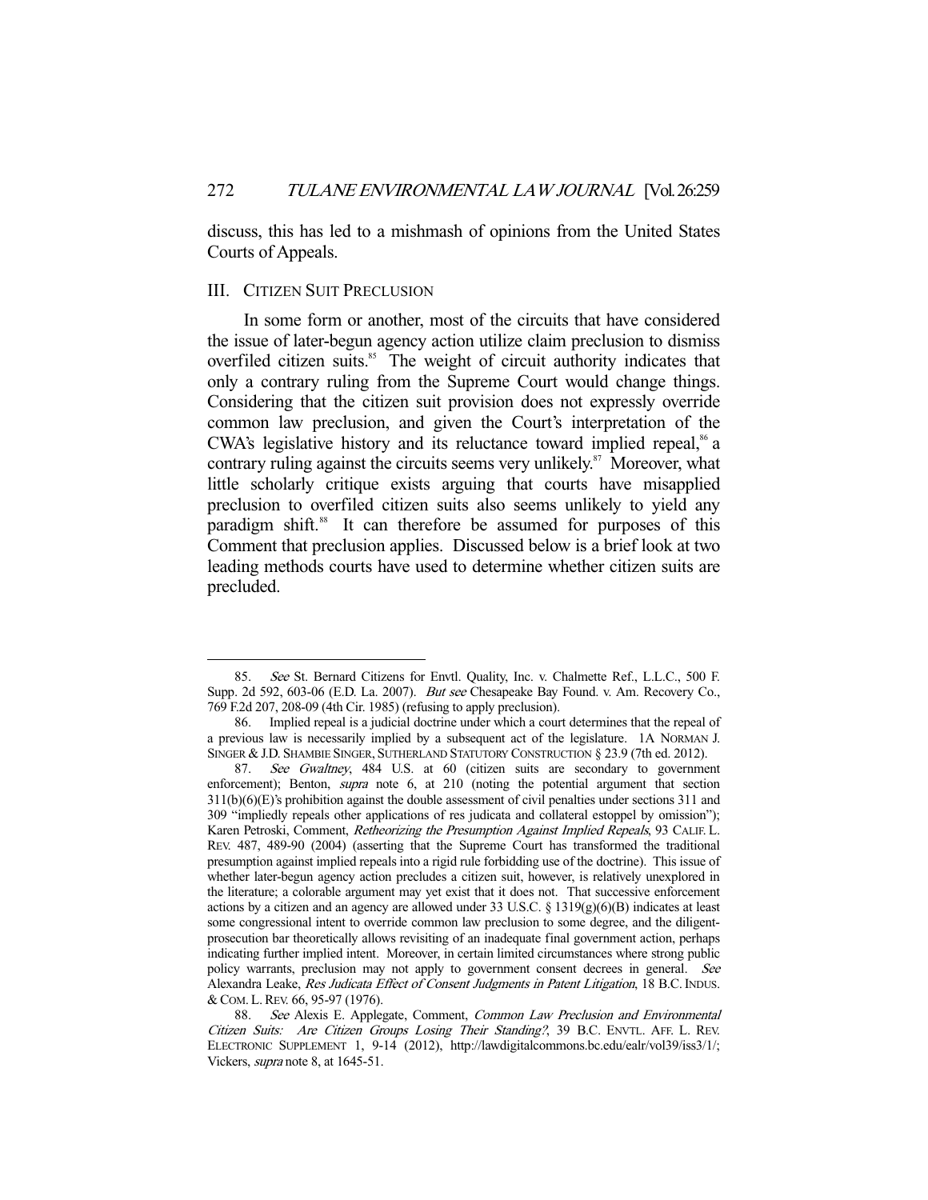discuss, this has led to a mishmash of opinions from the United States Courts of Appeals.

## III. Citizen Suit Preclusion

In some form or another, most of the circuits that have considered the issue of later-begun agency action utilize claim preclusion to dismiss overfiled citizen suits.[85] The weight of circuit authority indicates that only a contrary ruling from the Supreme Court would change things. Considering that the citizen suit provision does not expressly override common law preclusion, and given the Court's interpretation of the CWA's legislative history and its reluctance toward implied repeal,[86] a contrary ruling against the circuits seems very unlikely.[87] Moreover, what little scholarly critique exists arguing that courts have misapplied preclusion to overfiled citizen suits also seems unlikely to yield any paradigm shift.[88] It can therefore be assumed for purposes of this Comment that preclusion applies. Discussed below is a brief look at two leading methods courts have used to determine whether citizen suits are precluded.

---

85. *See* St. Bernard Citizens for Envtl. Quality, Inc. v. Chalmette Ref., L.L.C., 500 F. Supp. 2d 592, 603-06 (E.D. La. 2007). *But see* Chesapeake Bay Found. v. Am. Recovery Co., 769 F.2d 207, 208-09 (4th Cir. 1985) (refusing to apply preclusion).

86. Implied repeal is a judicial doctrine under which a court determines that the repeal of a previous law is necessarily implied by a subsequent act of the legislature. 1A Norman J. Singer & J.D. Shambie Singer, Sutherland Statutory Construction § 23.9 (7th ed. 2012).

87. *See Gwaltney*, 484 U.S. at 60 (citizen suits are secondary to government enforcement); Benton, *supra* note 6, at 210 (noting the potential argument that section 311(b)(6)(E)'s prohibition against the double assessment of civil penalties under sections 311 and 309 "impliedly repeals other applications of res judicata and collateral estoppel by omission"); Karen Petroski, Comment, *Retheorizing the Presumption Against Implied Repeals*, 93 Calif. L. Rev. 487, 489-90 (2004) (asserting that the Supreme Court has transformed the traditional presumption against implied repeals into a rigid rule forbidding use of the doctrine). This issue of whether later-begun agency action precludes a citizen suit, however, is relatively unexplored in the literature; a colorable argument may yet exist that it does not. That successive enforcement actions by a citizen and an agency are allowed under 33 U.S.C. § 1319(g)(6)(B) indicates at least some congressional intent to override common law preclusion to some degree, and the diligent-prosecution bar theoretically allows revisiting of an inadequate final government action, perhaps indicating further implied intent. Moreover, in certain limited circumstances where strong public policy warrants, preclusion may not apply to government consent decrees in general. *See* Alexandra Leake, *Res Judicata Effect of Consent Judgments in Patent Litigation*, 18 B.C. Indus. & Com. L. Rev. 66, 95-97 (1976).

88. *See* Alexis E. Applegate, Comment, *Common Law Preclusion and Environmental Citizen Suits: Are Citizen Groups Losing Their Standing?*, 39 B.C. Envtl. Aff. L. Rev. Electronic Supplement 1, 9-14 (2012), http://lawdigitalcommons.bc.edu/ealr/vol39/iss3/1/; Vickers, *supra* note 8, at 1645-51.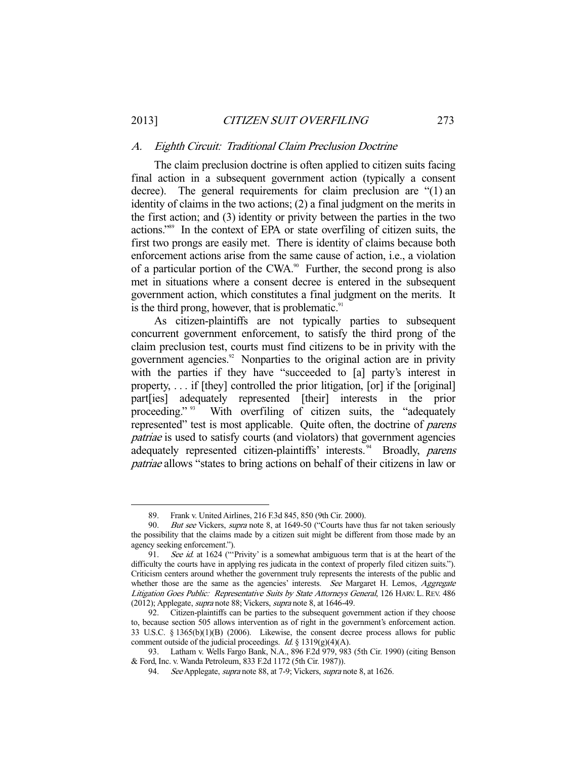### *A. Eighth Circuit: Traditional Claim Preclusion Doctrine*

The claim preclusion doctrine is often applied to citizen suits facing final action in a subsequent government action (typically a consent decree). The general requirements for claim preclusion are "(1) an identity of claims in the two actions; (2) a final judgment on the merits in the first action; and (3) identity or privity between the parties in the two actions."[89] In the context of EPA or state overfiling of citizen suits, the first two prongs are easily met. There is identity of claims because both enforcement actions arise from the same cause of action, i.e., a violation of a particular portion of the CWA.[90] Further, the second prong is also met in situations where a consent decree is entered in the subsequent government action, which constitutes a final judgment on the merits. It is the third prong, however, that is problematic.[91]

As citizen-plaintiffs are not typically parties to subsequent concurrent government enforcement, to satisfy the third prong of the claim preclusion test, courts must find citizens to be in privity with the government agencies.[92] Nonparties to the original action are in privity with the parties if they have "succeeded to [a] party's interest in property, . . . if [they] controlled the prior litigation, [or] if the [original] part[ies] adequately represented [their] interests in the prior proceeding."[93] With overfiling of citizen suits, the "adequately represented" test is most applicable. Quite often, the doctrine of *parens patriae* is used to satisfy courts (and violators) that government agencies adequately represented citizen-plaintiffs' interests.[94] Broadly, *parens patriae* allows "states to bring actions on behalf of their citizens in law or

---

89. Frank v. United Airlines, 216 F.3d 845, 850 (9th Cir. 2000).

90. *But see* Vickers, *supra* note 8, at 1649-50 ("Courts have thus far not taken seriously the possibility that the claims made by a citizen suit might be different from those made by an agency seeking enforcement.").

91. *See id.* at 1624 ("'Privity' is a somewhat ambiguous term that is at the heart of the difficulty the courts have in applying res judicata in the context of properly filed citizen suits."). Criticism centers around whether the government truly represents the interests of the public and whether those are the same as the agencies' interests. *See* Margaret H. Lemos, *Aggregate Litigation Goes Public: Representative Suits by State Attorneys General*, 126 HARV. L. REV. 486 (2012); Applegate, *supra* note 88; Vickers, *supra* note 8, at 1646-49.

92. Citizen-plaintiffs can be parties to the subsequent government action if they choose to, because section 505 allows intervention as of right in the government's enforcement action. 33 U.S.C. § 1365(b)(1)(B) (2006). Likewise, the consent decree process allows for public comment outside of the judicial proceedings. *Id.* § 1319(g)(4)(A).

93. Latham v. Wells Fargo Bank, N.A., 896 F.2d 979, 983 (5th Cir. 1990) (citing Benson & Ford, Inc. v. Wanda Petroleum, 833 F.2d 1172 (5th Cir. 1987)).

94. *See* Applegate, *supra* note 88, at 7-9; Vickers, *supra* note 8, at 1626.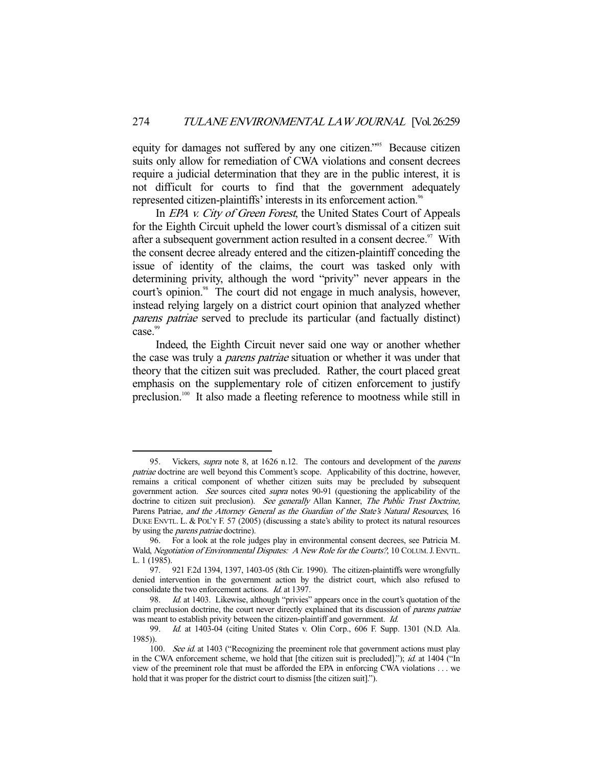equity for damages not suffered by any one citizen."[95] Because citizen suits only allow for remediation of CWA violations and consent decrees require a judicial determination that they are in the public interest, it is not difficult for courts to find that the government adequately represented citizen-plaintiffs' interests in its enforcement action.[96]

In *EPA v. City of Green Forest*, the United States Court of Appeals for the Eighth Circuit upheld the lower court's dismissal of a citizen suit after a subsequent government action resulted in a consent decree.[97] With the consent decree already entered and the citizen-plaintiff conceding the issue of identity of the claims, the court was tasked only with determining privity, although the word "privity" never appears in the court's opinion.[98] The court did not engage in much analysis, however, instead relying largely on a district court opinion that analyzed whether *parens patriae* served to preclude its particular (and factually distinct) case.[99]

Indeed, the Eighth Circuit never said one way or another whether the case was truly a *parens patriae* situation or whether it was under that theory that the citizen suit was precluded. Rather, the court placed great emphasis on the supplementary role of citizen enforcement to justify preclusion.[100] It also made a fleeting reference to mootness while still in

---

95. Vickers, *supra* note 8, at 1626 n.12. The contours and development of the *parens patriae* doctrine are well beyond this Comment's scope. Applicability of this doctrine, however, remains a critical component of whether citizen suits may be precluded by subsequent government action. *See* sources cited *supra* notes 90-91 (questioning the applicability of the doctrine to citizen suit preclusion). *See generally* Allan Kanner, *The Public Trust Doctrine,* Parens Patriae*, and the Attorney General as the Guardian of the State's Natural Resources*, 16 DUKE ENVTL. L. & POL'Y F. 57 (2005) (discussing a state's ability to protect its natural resources by using the *parens patriae* doctrine).

96. For a look at the role judges play in environmental consent decrees, see Patricia M. Wald, *Negotiation of Environmental Disputes: A New Role for the Courts?*, 10 COLUM. J. ENVTL. L. 1 (1985).

97. 921 F.2d 1394, 1397, 1403-05 (8th Cir. 1990). The citizen-plaintiffs were wrongfully denied intervention in the government action by the district court, which also refused to consolidate the two enforcement actions. *Id.* at 1397.

98. *Id.* at 1403. Likewise, although "privies" appears once in the court's quotation of the claim preclusion doctrine, the court never directly explained that its discussion of *parens patriae* was meant to establish privity between the citizen-plaintiff and government. *Id.*

99. *Id.* at 1403-04 (citing United States v. Olin Corp., 606 F. Supp. 1301 (N.D. Ala. 1985)).

100. *See id.* at 1403 ("Recognizing the preeminent role that government actions must play in the CWA enforcement scheme, we hold that [the citizen suit is precluded]."); *id.* at 1404 ("In view of the preeminent role that must be afforded the EPA in enforcing CWA violations . . . we hold that it was proper for the district court to dismiss [the citizen suit].").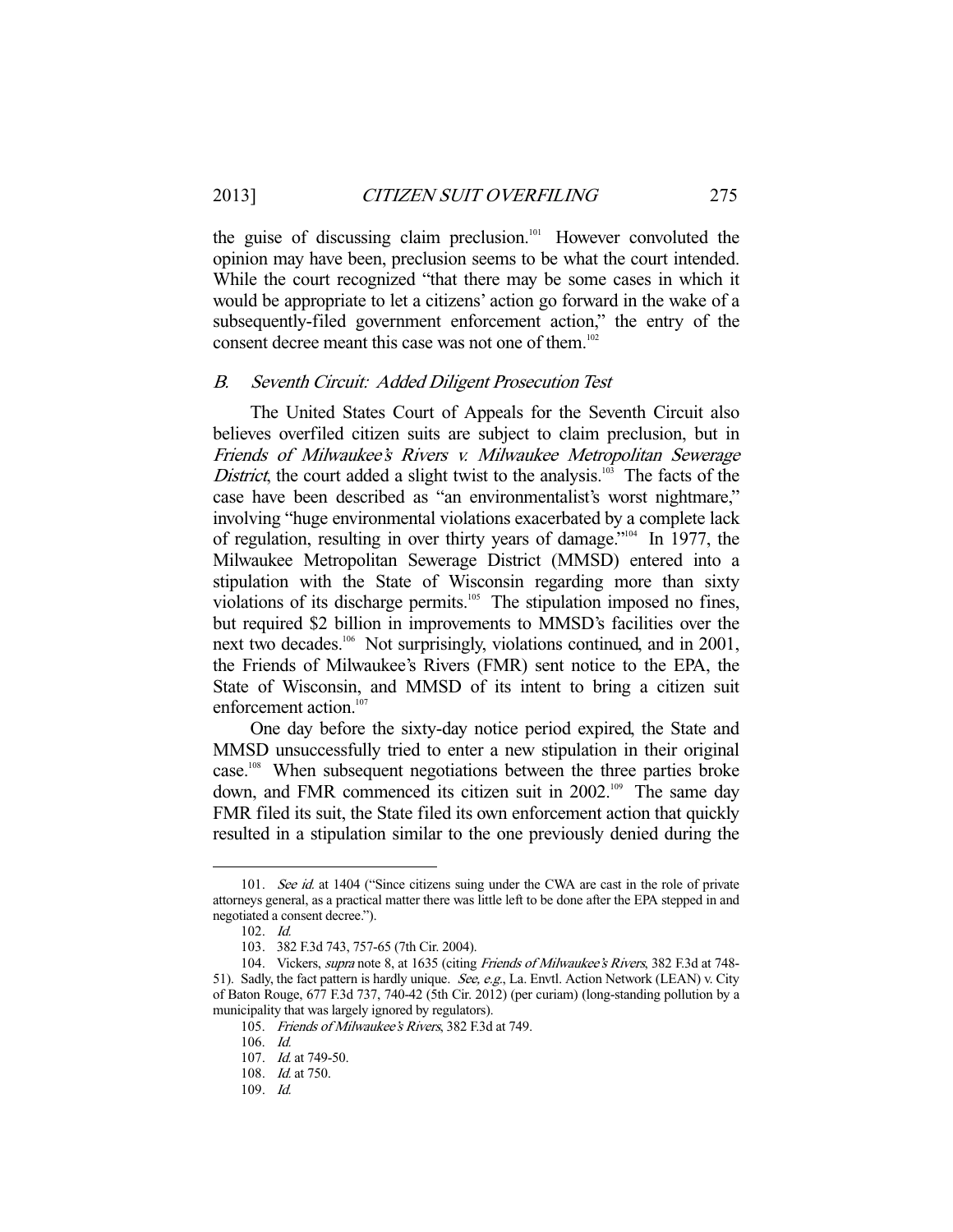the guise of discussing claim preclusion.[101] However convoluted the opinion may have been, preclusion seems to be what the court intended. While the court recognized "that there may be some cases in which it would be appropriate to let a citizens' action go forward in the wake of a subsequently-filed government enforcement action," the entry of the consent decree meant this case was not one of them.[102]

### *B. Seventh Circuit: Added Diligent Prosecution Test*

The United States Court of Appeals for the Seventh Circuit also believes overfiled citizen suits are subject to claim preclusion, but in *Friends of Milwaukee's Rivers v. Milwaukee Metropolitan Sewerage District*, the court added a slight twist to the analysis.[103] The facts of the case have been described as "an environmentalist's worst nightmare," involving "huge environmental violations exacerbated by a complete lack of regulation, resulting in over thirty years of damage."[104] In 1977, the Milwaukee Metropolitan Sewerage District (MMSD) entered into a stipulation with the State of Wisconsin regarding more than sixty violations of its discharge permits.[105] The stipulation imposed no fines, but required $2 billion in improvements to MMSD's facilities over the next two decades.[106] Not surprisingly, violations continued, and in 2001, the Friends of Milwaukee's Rivers (FMR) sent notice to the EPA, the State of Wisconsin, and MMSD of its intent to bring a citizen suit enforcement action.[107]

One day before the sixty-day notice period expired, the State and MMSD unsuccessfully tried to enter a new stipulation in their original case.[108] When subsequent negotiations between the three parties broke down, and FMR commenced its citizen suit in 2002.[109] The same day FMR filed its suit, the State filed its own enforcement action that quickly resulted in a stipulation similar to the one previously denied during the

---

101. *See id.* at 1404 ("Since citizens suing under the CWA are cast in the role of private attorneys general, as a practical matter there was little left to be done after the EPA stepped in and negotiated a consent decree.").

102. *Id.*

103. 382 F.3d 743, 757-65 (7th Cir. 2004).

104. Vickers, *supra* note 8, at 1635 (citing *Friends of Milwaukee's Rivers*, 382 F.3d at 748-51). Sadly, the fact pattern is hardly unique. *See, e.g.*, La. Envtl. Action Network (LEAN) v. City of Baton Rouge, 677 F.3d 737, 740-42 (5th Cir. 2012) (per curiam) (long-standing pollution by a municipality that was largely ignored by regulators).

105. *Friends of Milwaukee's Rivers*, 382 F.3d at 749.

106. *Id.*

107. *Id.* at 749-50.

108. *Id.* at 750.

109. *Id.*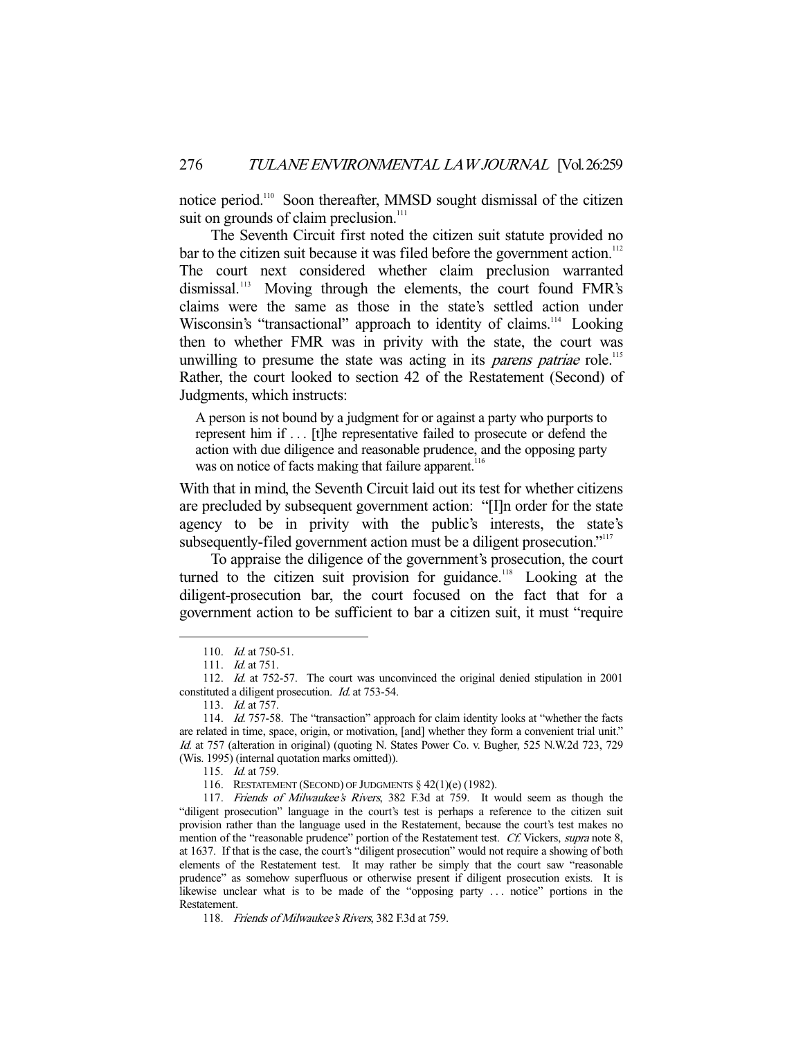notice period.[110] Soon thereafter, MMSD sought dismissal of the citizen suit on grounds of claim preclusion.[111]

The Seventh Circuit first noted the citizen suit statute provided no bar to the citizen suit because it was filed before the government action.[112] The court next considered whether claim preclusion warranted dismissal.[113] Moving through the elements, the court found FMR's claims were the same as those in the state's settled action under Wisconsin's "transactional" approach to identity of claims.[114] Looking then to whether FMR was in privity with the state, the court was unwilling to presume the state was acting in its *parens patriae* role.[115] Rather, the court looked to section 42 of the Restatement (Second) of Judgments, which instructs:

> A person is not bound by a judgment for or against a party who purports to represent him if . . . [t]he representative failed to prosecute or defend the action with due diligence and reasonable prudence, and the opposing party was on notice of facts making that failure apparent.[116]

With that in mind, the Seventh Circuit laid out its test for whether citizens are precluded by subsequent government action: "[I]n order for the state agency to be in privity with the public's interests, the state's subsequently-filed government action must be a diligent prosecution."[117]

To appraise the diligence of the government's prosecution, the court turned to the citizen suit provision for guidance.[118] Looking at the diligent-prosecution bar, the court focused on the fact that for a government action to be sufficient to bar a citizen suit, it must "require

---

110. *Id.* at 750-51.

111. *Id.* at 751.

112. *Id.* at 752-57. The court was unconvinced the original denied stipulation in 2001 constituted a diligent prosecution. *Id.* at 753-54.

113. *Id.* at 757.

114. *Id.* 757-58. The "transaction" approach for claim identity looks at "whether the facts are related in time, space, origin, or motivation, [and] whether they form a convenient trial unit." *Id.* at 757 (alteration in original) (quoting N. States Power Co. v. Bugher, 525 N.W.2d 723, 729 (Wis. 1995) (internal quotation marks omitted)).

115. *Id.* at 759.

116. RESTATEMENT (SECOND) OF JUDGMENTS § 42(1)(e) (1982).

117. *Friends of Milwaukee's Rivers*, 382 F.3d at 759. It would seem as though the "diligent prosecution" language in the court's test is perhaps a reference to the citizen suit provision rather than the language used in the Restatement, because the court's test makes no mention of the "reasonable prudence" portion of the Restatement test. *Cf.* Vickers, *supra* note 8, at 1637. If that is the case, the court's "diligent prosecution" would not require a showing of both elements of the Restatement test. It may rather be simply that the court saw "reasonable prudence" as somehow superfluous or otherwise present if diligent prosecution exists. It is likewise unclear what is to be made of the "opposing party . . . notice" portions in the Restatement.

118. *Friends of Milwaukee's Rivers*, 382 F.3d at 759.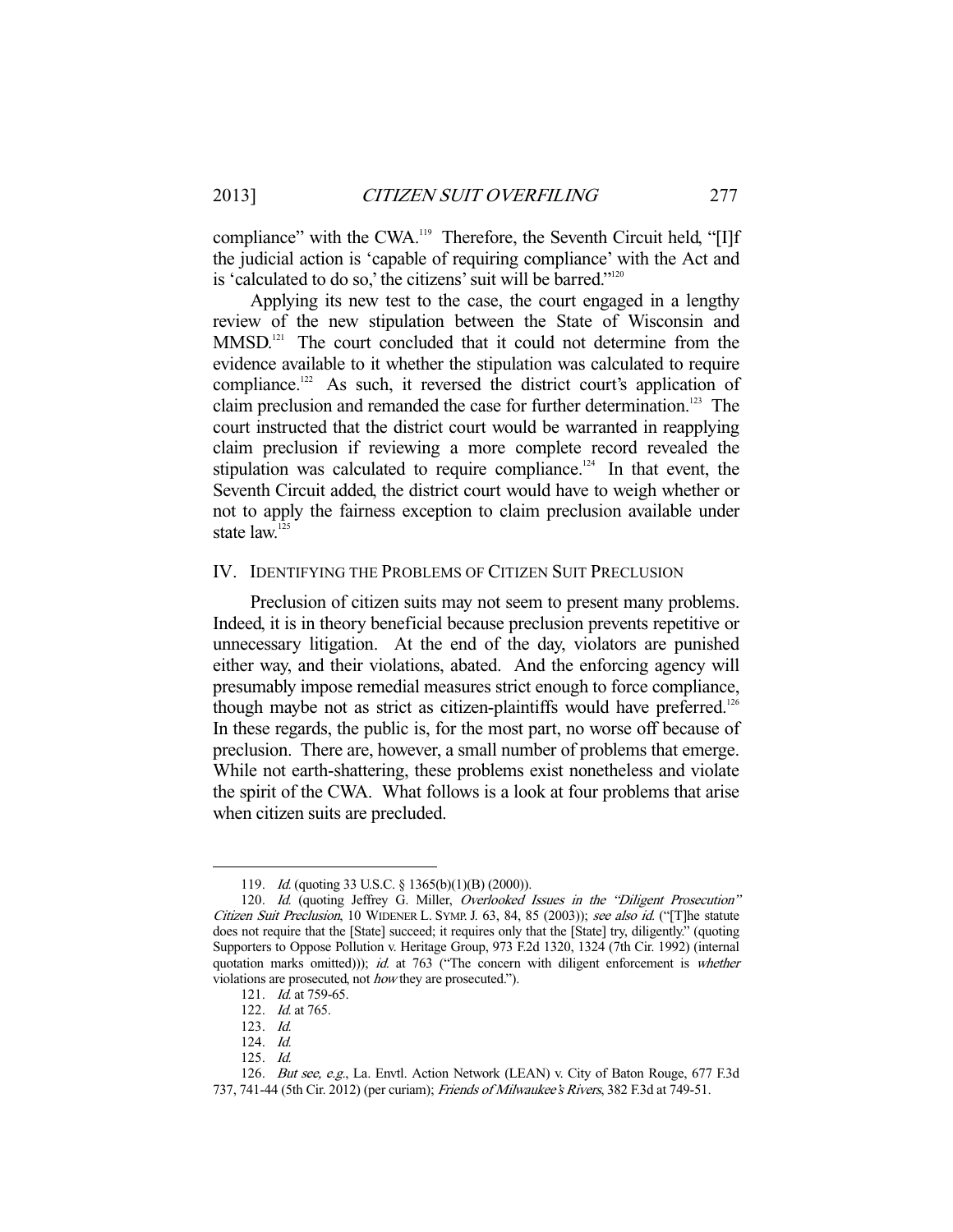compliance" with the CWA.[119] Therefore, the Seventh Circuit held, "[I]f the judicial action is 'capable of requiring compliance' with the Act and is 'calculated to do so,' the citizens' suit will be barred."[120]

Applying its new test to the case, the court engaged in a lengthy review of the new stipulation between the State of Wisconsin and MMSD.[121] The court concluded that it could not determine from the evidence available to it whether the stipulation was calculated to require compliance.[122] As such, it reversed the district court's application of claim preclusion and remanded the case for further determination.[123] The court instructed that the district court would be warranted in reapplying claim preclusion if reviewing a more complete record revealed the stipulation was calculated to require compliance.[124] In that event, the Seventh Circuit added, the district court would have to weigh whether or not to apply the fairness exception to claim preclusion available under state law.[125]

## IV. Identifying the Problems of Citizen Suit Preclusion

Preclusion of citizen suits may not seem to present many problems. Indeed, it is in theory beneficial because preclusion prevents repetitive or unnecessary litigation. At the end of the day, violators are punished either way, and their violations, abated. And the enforcing agency will presumably impose remedial measures strict enough to force compliance, though maybe not as strict as citizen-plaintiffs would have preferred.[126] In these regards, the public is, for the most part, no worse off because of preclusion. There are, however, a small number of problems that emerge. While not earth-shattering, these problems exist nonetheless and violate the spirit of the CWA. What follows is a look at four problems that arise when citizen suits are precluded.

---

119. *Id.* (quoting 33 U.S.C. § 1365(b)(1)(B) (2000)).

120. *Id.* (quoting Jeffrey G. Miller, *Overlooked Issues in the "Diligent Prosecution" Citizen Suit Preclusion*, 10 WIDENER L. SYMP. J. 63, 84, 85 (2003)); *see also id.* ("[T]he statute does not require that the [State] succeed; it requires only that the [State] try, diligently." (quoting Supporters to Oppose Pollution v. Heritage Group, 973 F.2d 1320, 1324 (7th Cir. 1992) (internal quotation marks omitted))); *id.* at 763 ("The concern with diligent enforcement is *whether* violations are prosecuted, not *how* they are prosecuted.").

121. *Id.* at 759-65.

122. *Id.* at 765.

123. *Id.*

124. *Id.*

125. *Id.*

126. *But see, e.g.*, La. Envtl. Action Network (LEAN) v. City of Baton Rouge, 677 F.3d 737, 741-44 (5th Cir. 2012) (per curiam); *Friends of Milwaukee's Rivers*, 382 F.3d at 749-51.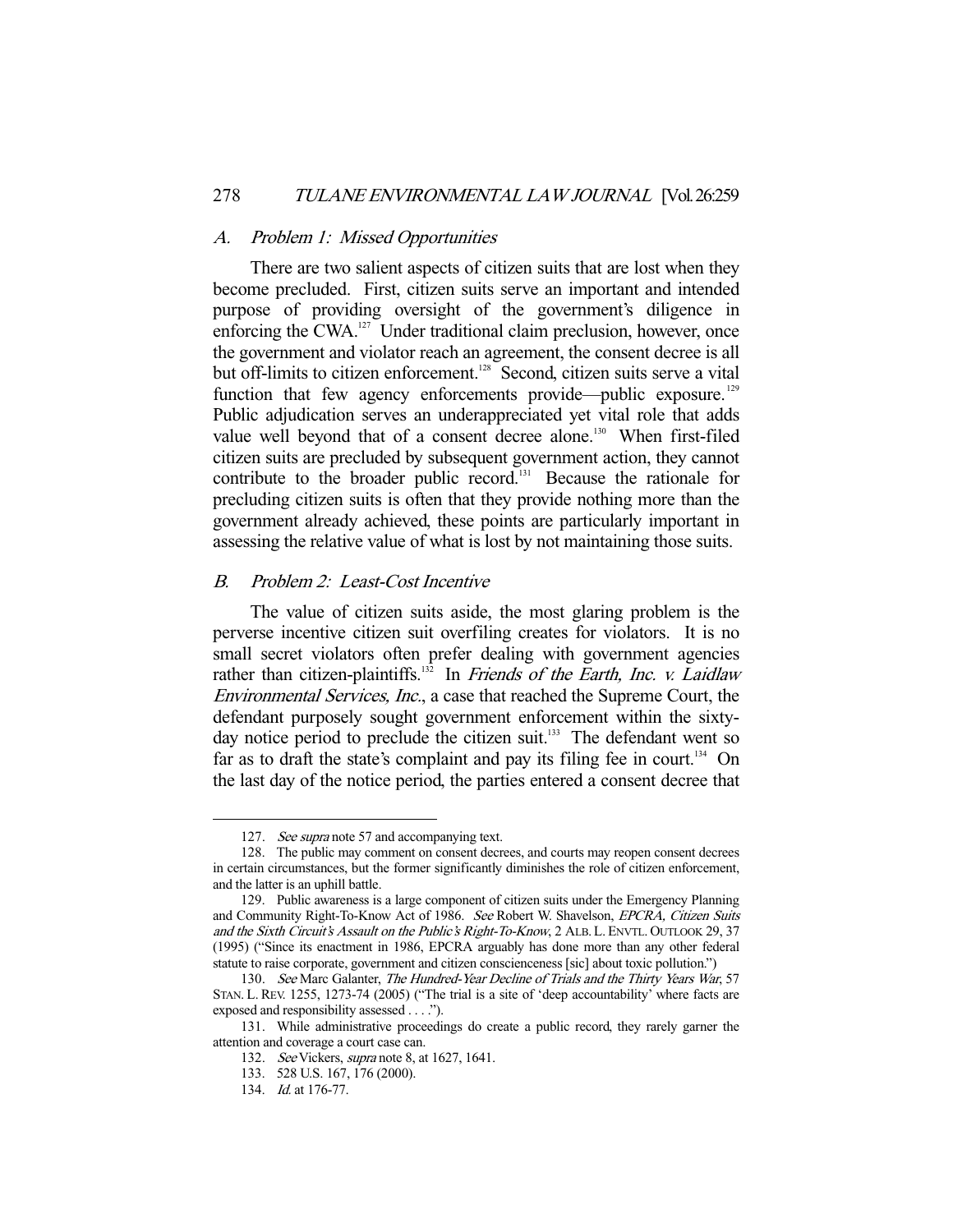### A. *Problem 1: Missed Opportunities*

There are two salient aspects of citizen suits that are lost when they become precluded. First, citizen suits serve an important and intended purpose of providing oversight of the government's diligence in enforcing the CWA.[127] Under traditional claim preclusion, however, once the government and violator reach an agreement, the consent decree is all but off-limits to citizen enforcement.[128] Second, citizen suits serve a vital function that few agency enforcements provide—public exposure.[129] Public adjudication serves an underappreciated yet vital role that adds value well beyond that of a consent decree alone.[130] When first-filed citizen suits are precluded by subsequent government action, they cannot contribute to the broader public record.[131] Because the rationale for precluding citizen suits is often that they provide nothing more than the government already achieved, these points are particularly important in assessing the relative value of what is lost by not maintaining those suits.

### B. *Problem 2: Least-Cost Incentive*

The value of citizen suits aside, the most glaring problem is the perverse incentive citizen suit overfiling creates for violators. It is no small secret violators often prefer dealing with government agencies rather than citizen-plaintiffs.[132] In *Friends of the Earth, Inc. v. Laidlaw Environmental Services, Inc.*, a case that reached the Supreme Court, the defendant purposely sought government enforcement within the sixty-day notice period to preclude the citizen suit.[133] The defendant went so far as to draft the state's complaint and pay its filing fee in court.[134] On the last day of the notice period, the parties entered a consent decree that

---

127. *See supra* note 57 and accompanying text.

128. The public may comment on consent decrees, and courts may reopen consent decrees in certain circumstances, but the former significantly diminishes the role of citizen enforcement, and the latter is an uphill battle.

129. Public awareness is a large component of citizen suits under the Emergency Planning and Community Right-To-Know Act of 1986. *See* Robert W. Shavelson, *EPCRA, Citizen Suits and the Sixth Circuit's Assault on the Public's Right-To-Know*, 2 ALB. L. ENVTL. OUTLOOK 29, 37 (1995) ("Since its enactment in 1986, EPCRA arguably has done more than any other federal statute to raise corporate, government and citizen conscienceness [sic] about toxic pollution.")

130. *See* Marc Galanter, *The Hundred-Year Decline of Trials and the Thirty Years War*, 57 STAN. L. REV. 1255, 1273-74 (2005) ("The trial is a site of 'deep accountability' where facts are exposed and responsibility assessed . . . .").

131. While administrative proceedings do create a public record, they rarely garner the attention and coverage a court case can.

132. *See* Vickers, *supra* note 8, at 1627, 1641.

133. 528 U.S. 167, 176 (2000).

134. *Id.* at 176-77.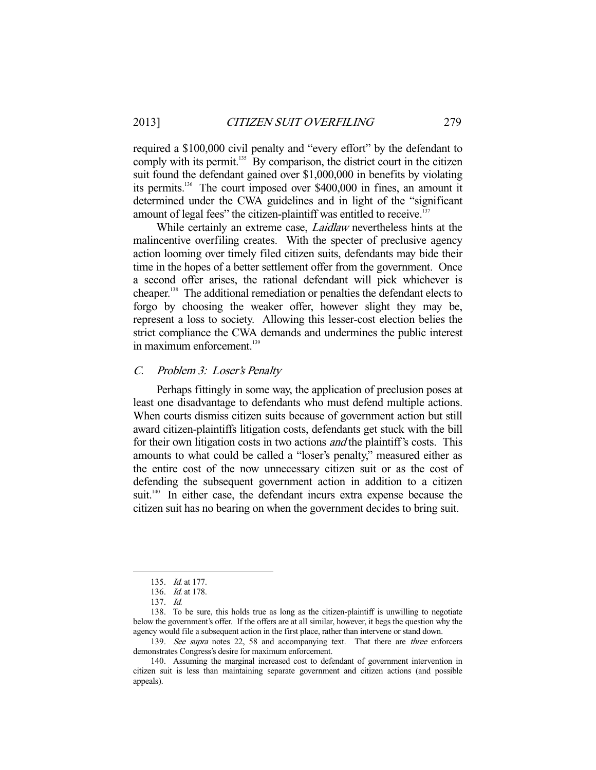required a $100,000 civil penalty and "every effort" by the defendant to comply with its permit.[135] By comparison, the district court in the citizen suit found the defendant gained over $1,000,000 in benefits by violating its permits.[136] The court imposed over $400,000 in fines, an amount it determined under the CWA guidelines and in light of the "significant amount of legal fees" the citizen-plaintiff was entitled to receive.[137]

While certainly an extreme case, *Laidlaw* nevertheless hints at the malincentive overfiling creates. With the specter of preclusive agency action looming over timely filed citizen suits, defendants may bide their time in the hopes of a better settlement offer from the government. Once a second offer arises, the rational defendant will pick whichever is cheaper.[138] The additional remediation or penalties the defendant elects to forgo by choosing the weaker offer, however slight they may be, represent a loss to society. Allowing this lesser-cost election belies the strict compliance the CWA demands and undermines the public interest in maximum enforcement.[139]

### *C. Problem 3: Loser's Penalty*

Perhaps fittingly in some way, the application of preclusion poses at least one disadvantage to defendants who must defend multiple actions. When courts dismiss citizen suits because of government action but still award citizen-plaintiffs litigation costs, defendants get stuck with the bill for their own litigation costs in two actions *and* the plaintiff's costs. This amounts to what could be called a "loser's penalty," measured either as the entire cost of the now unnecessary citizen suit or as the cost of defending the subsequent government action in addition to a citizen suit.[140] In either case, the defendant incurs extra expense because the citizen suit has no bearing on when the government decides to bring suit.

---

135. *Id.* at 177.

136. *Id.* at 178.

137. *Id.*

138. To be sure, this holds true as long as the citizen-plaintiff is unwilling to negotiate below the government's offer. If the offers are at all similar, however, it begs the question why the agency would file a subsequent action in the first place, rather than intervene or stand down.

139. *See supra* notes 22, 58 and accompanying text. That there are *three* enforcers demonstrates Congress's desire for maximum enforcement.

140. Assuming the marginal increased cost to defendant of government intervention in citizen suit is less than maintaining separate government and citizen actions (and possible appeals).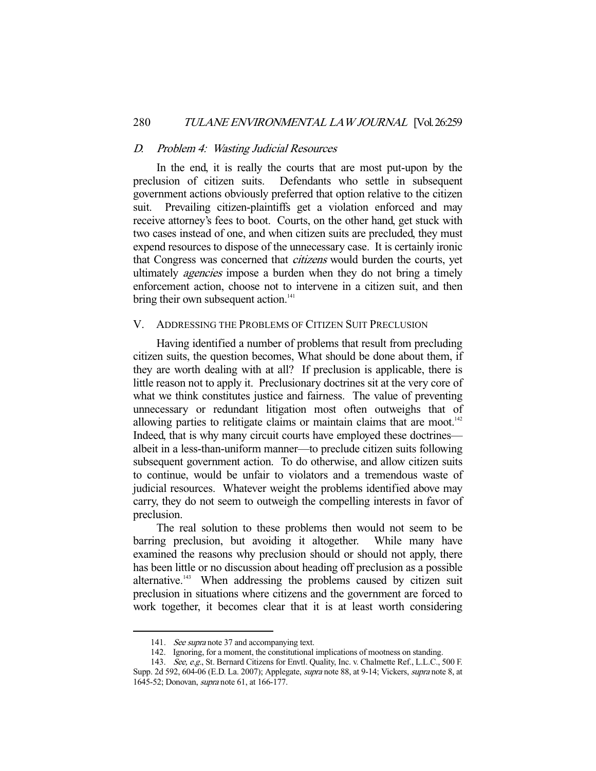### D. *Problem 4: Wasting Judicial Resources*

In the end, it is really the courts that are most put-upon by the preclusion of citizen suits. Defendants who settle in subsequent government actions obviously preferred that option relative to the citizen suit. Prevailing citizen-plaintiffs get a violation enforced and may receive attorney's fees to boot. Courts, on the other hand, get stuck with two cases instead of one, and when citizen suits are precluded, they must expend resources to dispose of the unnecessary case. It is certainly ironic that Congress was concerned that *citizens* would burden the courts, yet ultimately *agencies* impose a burden when they do not bring a timely enforcement action, choose not to intervene in a citizen suit, and then bring their own subsequent action.[141]

## V. Addressing the Problems of Citizen Suit Preclusion

Having identified a number of problems that result from precluding citizen suits, the question becomes, What should be done about them, if they are worth dealing with at all? If preclusion is applicable, there is little reason not to apply it. Preclusionary doctrines sit at the very core of what we think constitutes justice and fairness. The value of preventing unnecessary or redundant litigation most often outweighs that of allowing parties to relitigate claims or maintain claims that are moot.[142] Indeed, that is why many circuit courts have employed these doctrines—albeit in a less-than-uniform manner—to preclude citizen suits following subsequent government action. To do otherwise, and allow citizen suits to continue, would be unfair to violators and a tremendous waste of judicial resources. Whatever weight the problems identified above may carry, they do not seem to outweigh the compelling interests in favor of preclusion.

The real solution to these problems then would not seem to be barring preclusion, but avoiding it altogether. While many have examined the reasons why preclusion should or should not apply, there has been little or no discussion about heading off preclusion as a possible alternative.[143] When addressing the problems caused by citizen suit preclusion in situations where citizens and the government are forced to work together, it becomes clear that it is at least worth considering

---

141. *See supra* note 37 and accompanying text.

142. Ignoring, for a moment, the constitutional implications of mootness on standing.

143. *See, e.g.*, St. Bernard Citizens for Envtl. Quality, Inc. v. Chalmette Ref., L.L.C., 500 F. Supp. 2d 592, 604-06 (E.D. La. 2007); Applegate, *supra* note 88, at 9-14; Vickers, *supra* note 8, at 1645-52; Donovan, *supra* note 61, at 166-177.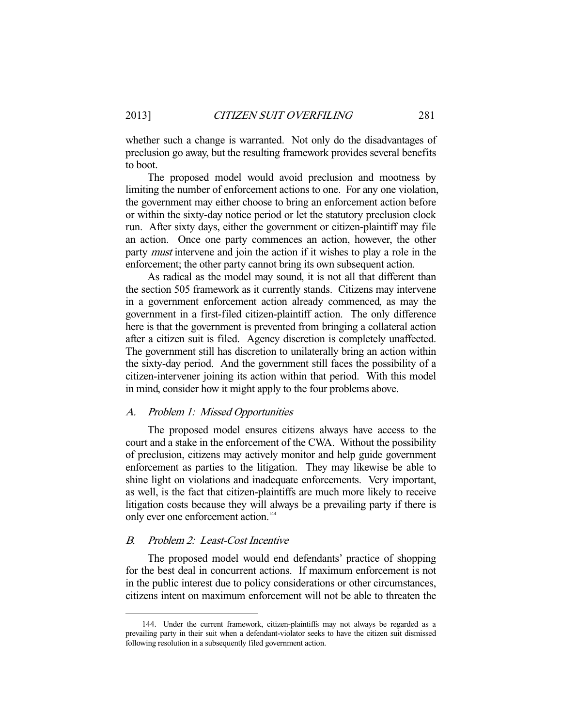whether such a change is warranted. Not only do the disadvantages of preclusion go away, but the resulting framework provides several benefits to boot.

The proposed model would avoid preclusion and mootness by limiting the number of enforcement actions to one. For any one violation, the government may either choose to bring an enforcement action before or within the sixty-day notice period or let the statutory preclusion clock run. After sixty days, either the government or citizen-plaintiff may file an action. Once one party commences an action, however, the other party *must* intervene and join the action if it wishes to play a role in the enforcement; the other party cannot bring its own subsequent action.

As radical as the model may sound, it is not all that different than the section 505 framework as it currently stands. Citizens may intervene in a government enforcement action already commenced, as may the government in a first-filed citizen-plaintiff action. The only difference here is that the government is prevented from bringing a collateral action after a citizen suit is filed. Agency discretion is completely unaffected. The government still has discretion to unilaterally bring an action within the sixty-day period. And the government still faces the possibility of a citizen-intervener joining its action within that period. With this model in mind, consider how it might apply to the four problems above.

### *A. Problem 1: Missed Opportunities*

The proposed model ensures citizens always have access to the court and a stake in the enforcement of the CWA. Without the possibility of preclusion, citizens may actively monitor and help guide government enforcement as parties to the litigation. They may likewise be able to shine light on violations and inadequate enforcements. Very important, as well, is the fact that citizen-plaintiffs are much more likely to receive litigation costs because they will always be a prevailing party if there is only ever one enforcement action.[144]

### *B. Problem 2: Least-Cost Incentive*

The proposed model would end defendants' practice of shopping for the best deal in concurrent actions. If maximum enforcement is not in the public interest due to policy considerations or other circumstances, citizens intent on maximum enforcement will not be able to threaten the

---

144. Under the current framework, citizen-plaintiffs may not always be regarded as a prevailing party in their suit when a defendant-violator seeks to have the citizen suit dismissed following resolution in a subsequently filed government action.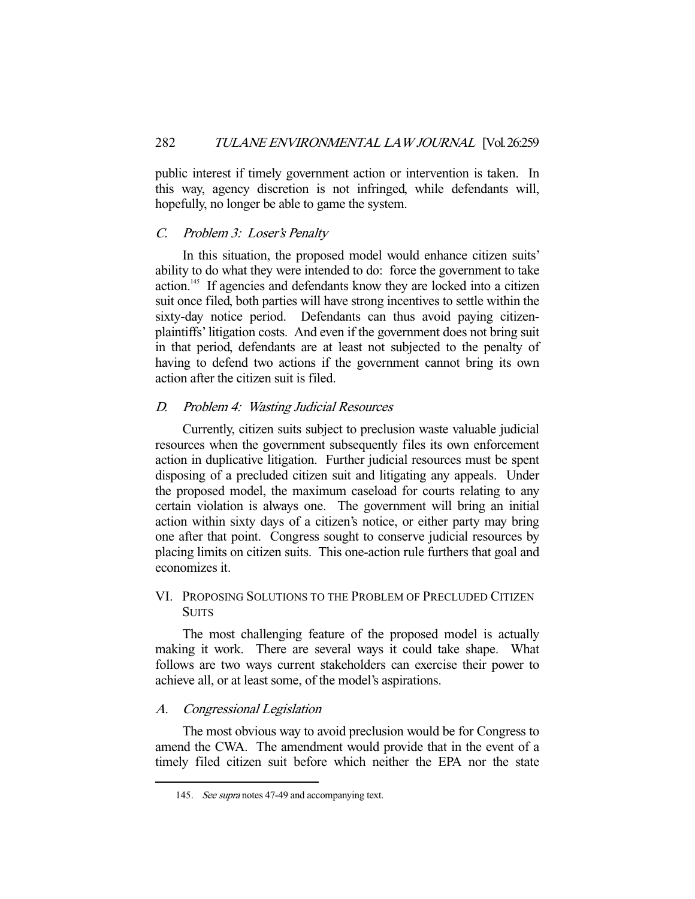public interest if timely government action or intervention is taken. In this way, agency discretion is not infringed, while defendants will, hopefully, no longer be able to game the system.

### *C. Problem 3: Loser's Penalty*

In this situation, the proposed model would enhance citizen suits' ability to do what they were intended to do: force the government to take action.[145] If agencies and defendants know they are locked into a citizen suit once filed, both parties will have strong incentives to settle within the sixty-day notice period. Defendants can thus avoid paying citizen-plaintiffs' litigation costs. And even if the government does not bring suit in that period, defendants are at least not subjected to the penalty of having to defend two actions if the government cannot bring its own action after the citizen suit is filed.

### *D. Problem 4: Wasting Judicial Resources*

Currently, citizen suits subject to preclusion waste valuable judicial resources when the government subsequently files its own enforcement action in duplicative litigation. Further judicial resources must be spent disposing of a precluded citizen suit and litigating any appeals. Under the proposed model, the maximum caseload for courts relating to any certain violation is always one. The government will bring an initial action within sixty days of a citizen's notice, or either party may bring one after that point. Congress sought to conserve judicial resources by placing limits on citizen suits. This one-action rule furthers that goal and economizes it.

## VI. Proposing Solutions to the Problem of Precluded Citizen Suits

The most challenging feature of the proposed model is actually making it work. There are several ways it could take shape. What follows are two ways current stakeholders can exercise their power to achieve all, or at least some, of the model's aspirations.

### *A. Congressional Legislation*

The most obvious way to avoid preclusion would be for Congress to amend the CWA. The amendment would provide that in the event of a timely filed citizen suit before which neither the EPA nor the state

---

145. *See supra* notes 47-49 and accompanying text.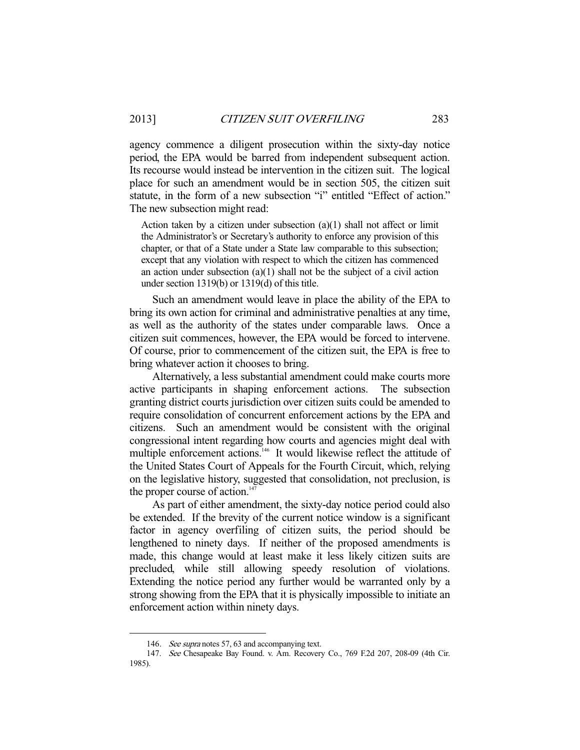agency commence a diligent prosecution within the sixty-day notice period, the EPA would be barred from independent subsequent action. Its recourse would instead be intervention in the citizen suit. The logical place for such an amendment would be in section 505, the citizen suit statute, in the form of a new subsection "i" entitled "Effect of action." The new subsection might read:

> Action taken by a citizen under subsection (a)(1) shall not affect or limit the Administrator's or Secretary's authority to enforce any provision of this chapter, or that of a State under a State law comparable to this subsection; except that any violation with respect to which the citizen has commenced an action under subsection (a)(1) shall not be the subject of a civil action under section 1319(b) or 1319(d) of this title.

Such an amendment would leave in place the ability of the EPA to bring its own action for criminal and administrative penalties at any time, as well as the authority of the states under comparable laws. Once a citizen suit commences, however, the EPA would be forced to intervene. Of course, prior to commencement of the citizen suit, the EPA is free to bring whatever action it chooses to bring.

Alternatively, a less substantial amendment could make courts more active participants in shaping enforcement actions. The subsection granting district courts jurisdiction over citizen suits could be amended to require consolidation of concurrent enforcement actions by the EPA and citizens. Such an amendment would be consistent with the original congressional intent regarding how courts and agencies might deal with multiple enforcement actions.[146] It would likewise reflect the attitude of the United States Court of Appeals for the Fourth Circuit, which, relying on the legislative history, suggested that consolidation, not preclusion, is the proper course of action.[147]

As part of either amendment, the sixty-day notice period could also be extended. If the brevity of the current notice window is a significant factor in agency overfiling of citizen suits, the period should be lengthened to ninety days. If neither of the proposed amendments is made, this change would at least make it less likely citizen suits are precluded, while still allowing speedy resolution of violations. Extending the notice period any further would be warranted only by a strong showing from the EPA that it is physically impossible to initiate an enforcement action within ninety days.

---

146. *See supra* notes 57, 63 and accompanying text.

147. *See* Chesapeake Bay Found. v. Am. Recovery Co., 769 F.2d 207, 208-09 (4th Cir. 1985).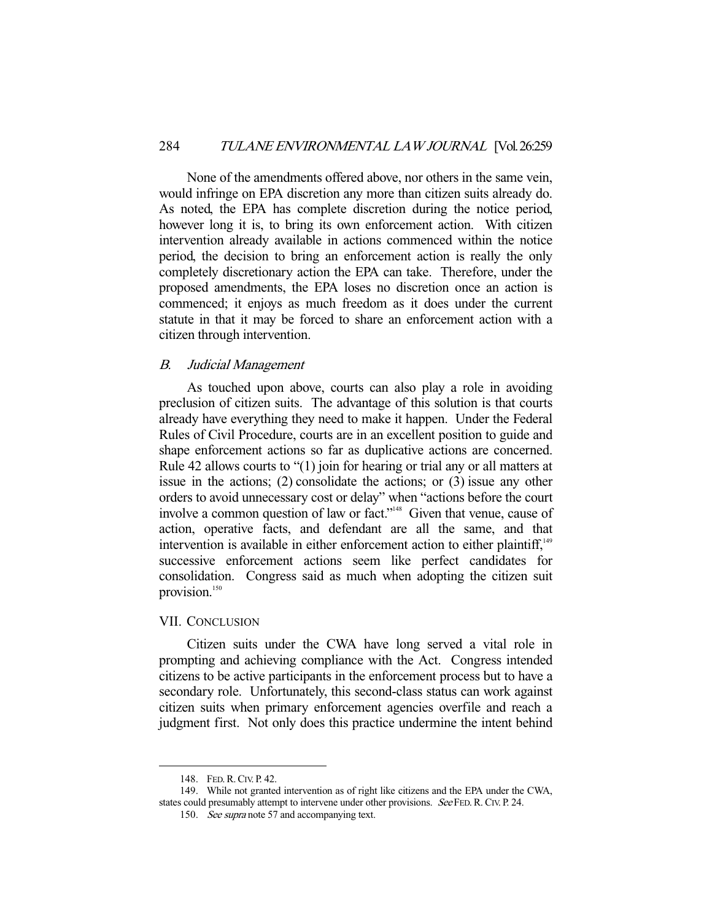None of the amendments offered above, nor others in the same vein, would infringe on EPA discretion any more than citizen suits already do. As noted, the EPA has complete discretion during the notice period, however long it is, to bring its own enforcement action. With citizen intervention already available in actions commenced within the notice period, the decision to bring an enforcement action is really the only completely discretionary action the EPA can take. Therefore, under the proposed amendments, the EPA loses no discretion once an action is commenced; it enjoys as much freedom as it does under the current statute in that it may be forced to share an enforcement action with a citizen through intervention.

### *B. Judicial Management*

As touched upon above, courts can also play a role in avoiding preclusion of citizen suits. The advantage of this solution is that courts already have everything they need to make it happen. Under the Federal Rules of Civil Procedure, courts are in an excellent position to guide and shape enforcement actions so far as duplicative actions are concerned. Rule 42 allows courts to "(1) join for hearing or trial any or all matters at issue in the actions; (2) consolidate the actions; or (3) issue any other orders to avoid unnecessary cost or delay" when "actions before the court involve a common question of law or fact."[148] Given that venue, cause of action, operative facts, and defendant are all the same, and that intervention is available in either enforcement action to either plaintiff,[149] successive enforcement actions seem like perfect candidates for consolidation. Congress said as much when adopting the citizen suit provision.[150]

## VII. Conclusion

Citizen suits under the CWA have long served a vital role in prompting and achieving compliance with the Act. Congress intended citizens to be active participants in the enforcement process but to have a secondary role. Unfortunately, this second-class status can work against citizen suits when primary enforcement agencies overfile and reach a judgment first. Not only does this practice undermine the intent behind

---

148. FED. R. CIV. P. 42.

149. While not granted intervention as of right like citizens and the EPA under the CWA, states could presumably attempt to intervene under other provisions. *See* FED. R. CIV. P. 24.

150. *See supra* note 57 and accompanying text.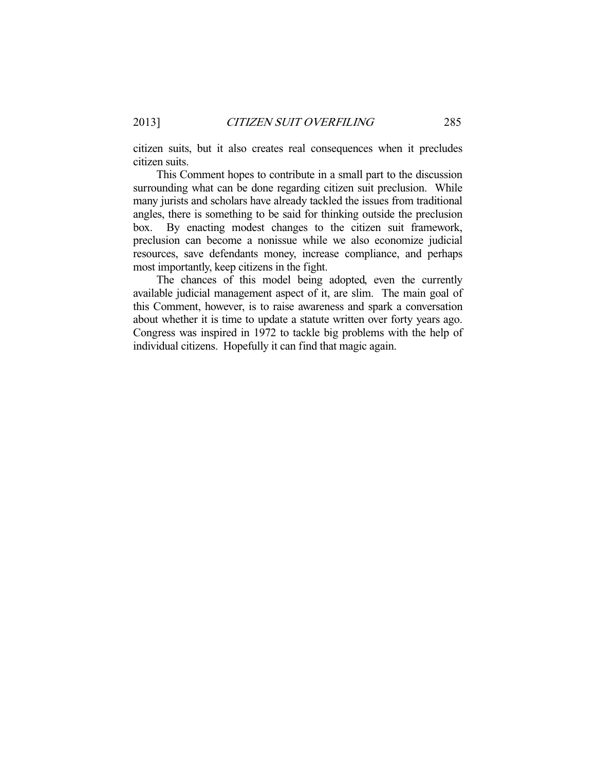citizen suits, but it also creates real consequences when it precludes citizen suits.

This Comment hopes to contribute in a small part to the discussion surrounding what can be done regarding citizen suit preclusion. While many jurists and scholars have already tackled the issues from traditional angles, there is something to be said for thinking outside the preclusion box. By enacting modest changes to the citizen suit framework, preclusion can become a nonissue while we also economize judicial resources, save defendants money, increase compliance, and perhaps most importantly, keep citizens in the fight.

The chances of this model being adopted, even the currently available judicial management aspect of it, are slim. The main goal of this Comment, however, is to raise awareness and spark a conversation about whether it is time to update a statute written over forty years ago. Congress was inspired in 1972 to tackle big problems with the help of individual citizens. Hopefully it can find that magic again.